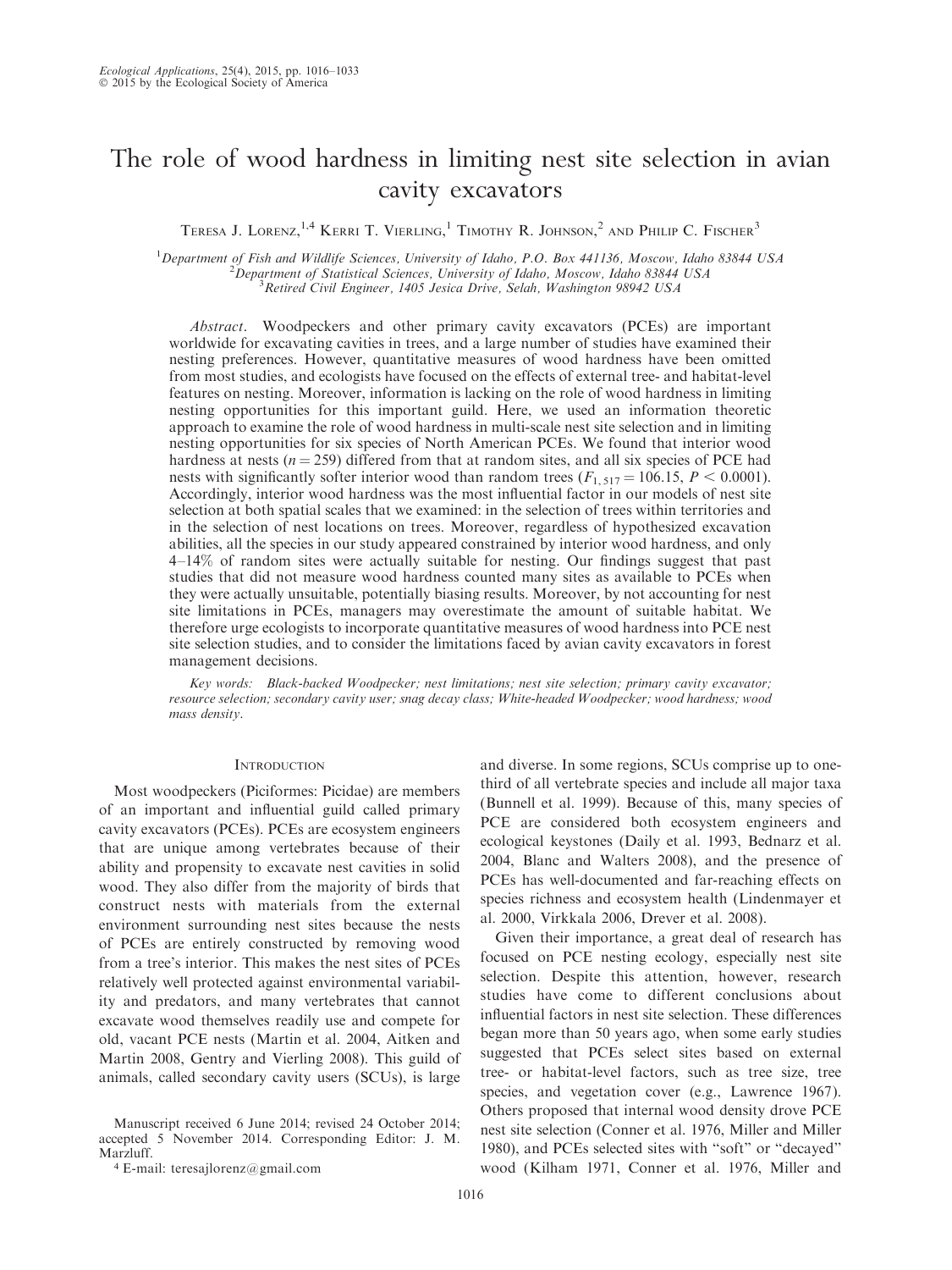# The role of wood hardness in limiting nest site selection in avian cavity excavators

Teresa J. Lorenz,[1,4] Kerri T. Vierling,[1] Timothy R. Johnson,[2] and Philip C. Fischer[3]

[1]Department of Fish and Wildlife Sciences, University of Idaho, P.O. Box 441136, Moscow, Idaho 83844 USA
[2]Department of Statistical Sciences, University of Idaho, Moscow, Idaho 83844 USA
[3]Retired Civil Engineer, 1405 Jesica Drive, Selah, Washington 98942 USA

*Abstract*. Woodpeckers and other primary cavity excavators (PCEs) are important worldwide for excavating cavities in trees, and a large number of studies have examined their nesting preferences. However, quantitative measures of wood hardness have been omitted from most studies, and ecologists have focused on the effects of external tree- and habitat-level features on nesting. Moreover, information is lacking on the role of wood hardness in limiting nesting opportunities for this important guild. Here, we used an information theoretic approach to examine the role of wood hardness in multi-scale nest site selection and in limiting nesting opportunities for six species of North American PCEs. We found that interior wood hardness at nests ($n = 259$) differed from that at random sites, and all six species of PCE had nests with significantly softer interior wood than random trees ($F_{1,517} = 106.15$, $P < 0.0001$). Accordingly, interior wood hardness was the most influential factor in our models of nest site selection at both spatial scales that we examined: in the selection of trees within territories and in the selection of nest locations on trees. Moreover, regardless of hypothesized excavation abilities, all the species in our study appeared constrained by interior wood hardness, and only 4–14% of random sites were actually suitable for nesting. Our findings suggest that past studies that did not measure wood hardness counted many sites as available to PCEs when they were actually unsuitable, potentially biasing results. Moreover, by not accounting for nest site limitations in PCEs, managers may overestimate the amount of suitable habitat. We therefore urge ecologists to incorporate quantitative measures of wood hardness into PCE nest site selection studies, and to consider the limitations faced by avian cavity excavators in forest management decisions.

*Key words: Black-backed Woodpecker; nest limitations; nest site selection; primary cavity excavator; resource selection; secondary cavity user; snag decay class; White-headed Woodpecker; wood hardness; wood mass density.*

## Introduction

Most woodpeckers (Piciformes: Picidae) are members of an important and influential guild called primary cavity excavators (PCEs). PCEs are ecosystem engineers that are unique among vertebrates because of their ability and propensity to excavate nest cavities in solid wood. They also differ from the majority of birds that construct nests with materials from the external environment surrounding nest sites because the nests of PCEs are entirely constructed by removing wood from a tree's interior. This makes the nest sites of PCEs relatively well protected against environmental variability and predators, and many vertebrates that cannot excavate wood themselves readily use and compete for old, vacant PCE nests (Martin et al. 2004, Aitken and Martin 2008, Gentry and Vierling 2008). This guild of animals, called secondary cavity users (SCUs), is large and diverse. In some regions, SCUs comprise up to one-third of all vertebrate species and include all major taxa (Bunnell et al. 1999). Because of this, many species of PCE are considered both ecosystem engineers and ecological keystones (Daily et al. 1993, Bednarz et al. 2004, Blanc and Walters 2008), and the presence of PCEs has well-documented and far-reaching effects on species richness and ecosystem health (Lindenmayer et al. 2000, Virkkala 2006, Drever et al. 2008).

Given their importance, a great deal of research has focused on PCE nesting ecology, especially nest site selection. Despite this attention, however, research studies have come to different conclusions about influential factors in nest site selection. These differences began more than 50 years ago, when some early studies suggested that PCEs select sites based on external tree- or habitat-level factors, such as tree size, tree species, and vegetation cover (e.g., Lawrence 1967). Others proposed that internal wood density drove PCE nest site selection (Conner et al. 1976, Miller and Miller 1980), and PCEs selected sites with "soft" or "decayed" wood (Kilham 1971, Conner et al. 1976, Miller and

Manuscript received 6 June 2014; revised 24 October 2014; accepted 5 November 2014. Corresponding Editor: J. M. Marzluff.

[4] E-mail: teresajlorenz@gmail.com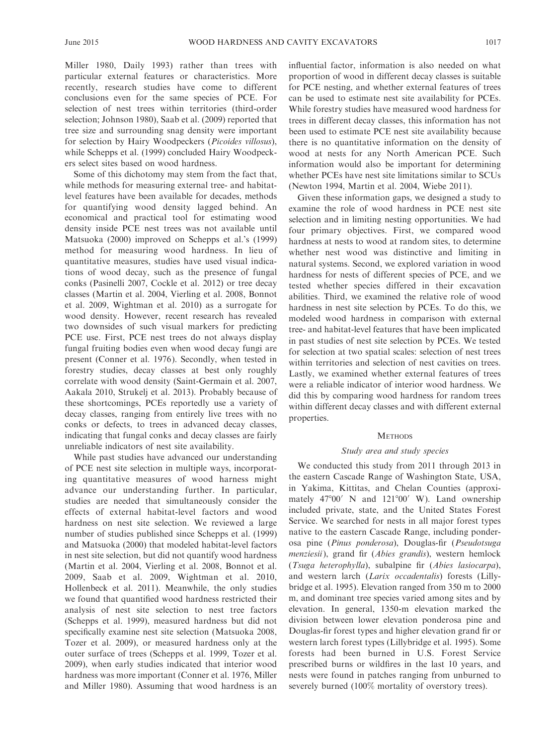Miller 1980, Daily 1993) rather than trees with particular external features or characteristics. More recently, research studies have come to different conclusions even for the same species of PCE. For selection of nest trees within territories (third-order selection; Johnson 1980), Saab et al. (2009) reported that tree size and surrounding snag density were important for selection by Hairy Woodpeckers (*Picoides villosus*), while Schepps et al. (1999) concluded Hairy Woodpeckers select sites based on wood hardness.

Some of this dichotomy may stem from the fact that, while methods for measuring external tree- and habitat-level features have been available for decades, methods for quantifying wood density lagged behind. An economical and practical tool for estimating wood density inside PCE nest trees was not available until Matsuoka (2000) improved on Schepps et al.'s (1999) method for measuring wood hardness. In lieu of quantitative measures, studies have used visual indications of wood decay, such as the presence of fungal conks (Pasinelli 2007, Cockle et al. 2012) or tree decay classes (Martin et al. 2004, Vierling et al. 2008, Bonnot et al. 2009, Wightman et al. 2010) as a surrogate for wood density. However, recent research has revealed two downsides of such visual markers for predicting PCE use. First, PCE nest trees do not always display fungal fruiting bodies even when wood decay fungi are present (Conner et al. 1976). Secondly, when tested in forestry studies, decay classes at best only roughly correlate with wood density (Saint-Germain et al. 2007, Aakala 2010, Strukelj et al. 2013). Probably because of these shortcomings, PCEs reportedly use a variety of decay classes, ranging from entirely live trees with no conks or defects, to trees in advanced decay classes, indicating that fungal conks and decay classes are fairly unreliable indicators of nest site availability.

While past studies have advanced our understanding of PCE nest site selection in multiple ways, incorporating quantitative measures of wood harness might advance our understanding further. In particular, studies are needed that simultaneously consider the effects of external habitat-level factors and wood hardness on nest site selection. We reviewed a large number of studies published since Schepps et al. (1999) and Matsuoka (2000) that modeled habitat-level factors in nest site selection, but did not quantify wood hardness (Martin et al. 2004, Vierling et al. 2008, Bonnot et al. 2009, Saab et al. 2009, Wightman et al. 2010, Hollenbeck et al. 2011). Meanwhile, the only studies we found that quantified wood hardness restricted their analysis of nest site selection to nest tree factors (Schepps et al. 1999), measured hardness but did not specifically examine nest site selection (Matsuoka 2008, Tozer et al. 2009), or measured hardness only at the outer surface of trees (Schepps et al. 1999, Tozer et al. 2009), when early studies indicated that interior wood hardness was more important (Conner et al. 1976, Miller and Miller 1980). Assuming that wood hardness is an influential factor, information is also needed on what proportion of wood in different decay classes is suitable for PCE nesting, and whether external features of trees can be used to estimate nest site availability for PCEs. While forestry studies have measured wood hardness for trees in different decay classes, this information has not been used to estimate PCE nest site availability because there is no quantitative information on the density of wood at nests for any North American PCE. Such information would also be important for determining whether PCEs have nest site limitations similar to SCUs (Newton 1994, Martin et al. 2004, Wiebe 2011).

Given these information gaps, we designed a study to examine the role of wood hardness in PCE nest site selection and in limiting nesting opportunities. We had four primary objectives. First, we compared wood hardness at nests to wood at random sites, to determine whether nest wood was distinctive and limiting in natural systems. Second, we explored variation in wood hardness for nests of different species of PCE, and we tested whether species differed in their excavation abilities. Third, we examined the relative role of wood hardness in nest site selection by PCEs. To do this, we modeled wood hardness in comparison with external tree- and habitat-level features that have been implicated in past studies of nest site selection by PCEs. We tested for selection at two spatial scales: selection of nest trees within territories and selection of nest cavities on trees. Lastly, we examined whether external features of trees were a reliable indicator of interior wood hardness. We did this by comparing wood hardness for random trees within different decay classes and with different external properties.

## Methods

### Study area and study species

We conducted this study from 2011 through 2013 in the eastern Cascade Range of Washington State, USA, in Yakima, Kittitas, and Chelan Counties (approximately 47°00′ N and 121°00′ W). Land ownership included private, state, and the United States Forest Service. We searched for nests in all major forest types native to the eastern Cascade Range, including ponderosa pine (*Pinus ponderosa*), Douglas-fir (*Pseudotsuga menziesii*), grand fir (*Abies grandis*), western hemlock (*Tsuga heterophylla*), subalpine fir (*Abies lasiocarpa*), and western larch (*Larix occadentalis*) forests (Lillybridge et al. 1995). Elevation ranged from 350 m to 2000 m, and dominant tree species varied among sites and by elevation. In general, 1350-m elevation marked the division between lower elevation ponderosa pine and Douglas-fir forest types and higher elevation grand fir or western larch forest types (Lillybridge et al. 1995). Some forests had been burned in U.S. Forest Service prescribed burns or wildfires in the last 10 years, and nests were found in patches ranging from unburned to severely burned (100% mortality of overstory trees).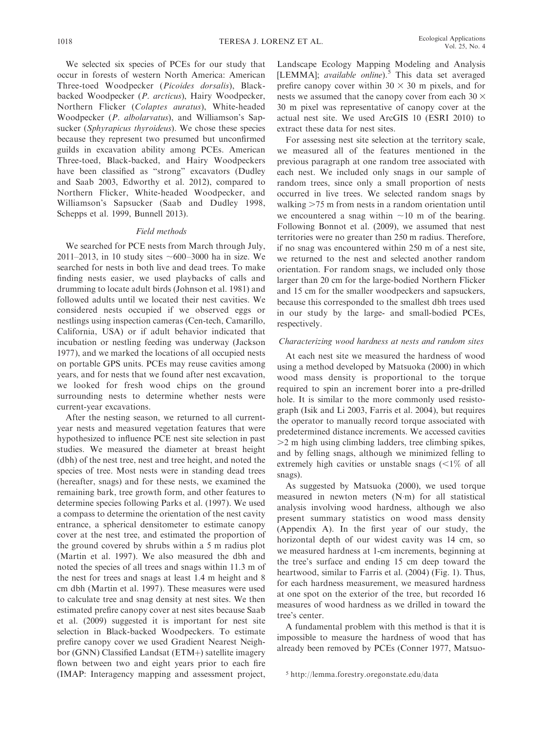We selected six species of PCEs for our study that occur in forests of western North America: American Three-toed Woodpecker (*Picoides dorsalis*), Black-backed Woodpecker (*P. arcticus*), Hairy Woodpecker, Northern Flicker (*Colaptes auratus*), White-headed Woodpecker (*P. albolarvatus*), and Williamson's Sapsucker (*Sphyrapicus thyroideus*). We chose these species because they represent two presumed but unconfirmed guilds in excavation ability among PCEs. American Three-toed, Black-backed, and Hairy Woodpeckers have been classified as "strong" excavators (Dudley and Saab 2003, Edworthy et al. 2012), compared to Northern Flicker, White-headed Woodpecker, and Williamson's Sapsucker (Saab and Dudley 1998, Schepps et al. 1999, Bunnell 2013).

### *Field methods*

We searched for PCE nests from March through July, 2011–2013, in 10 study sites ~600–3000 ha in size. We searched for nests in both live and dead trees. To make finding nests easier, we used playbacks of calls and drumming to locate adult birds (Johnson et al. 1981) and followed adults until we located their nest cavities. We considered nests occupied if we observed eggs or nestlings using inspection cameras (Cen-tech, Camarillo, California, USA) or if adult behavior indicated that incubation or nestling feeding was underway (Jackson 1977), and we marked the locations of all occupied nests on portable GPS units. PCEs may reuse cavities among years, and for nests that we found after nest excavation, we looked for fresh wood chips on the ground surrounding nests to determine whether nests were current-year excavations.

After the nesting season, we returned to all current-year nests and measured vegetation features that were hypothesized to influence PCE nest site selection in past studies. We measured the diameter at breast height (dbh) of the nest tree, nest and tree height, and noted the species of tree. Most nests were in standing dead trees (hereafter, snags) and for these nests, we examined the remaining bark, tree growth form, and other features to determine species following Parks et al. (1997). We used a compass to determine the orientation of the nest cavity entrance, a spherical densitometer to estimate canopy cover at the nest tree, and estimated the proportion of the ground covered by shrubs within a 5 m radius plot (Martin et al. 1997). We also measured the dbh and noted the species of all trees and snags within 11.3 m of the nest for trees and snags at least 1.4 m height and 8 cm dbh (Martin et al. 1997). These measures were used to calculate tree and snag density at nest sites. We then estimated prefire canopy cover at nest sites because Saab et al. (2009) suggested it is important for nest site selection in Black-backed Woodpeckers. To estimate prefire canopy cover we used Gradient Nearest Neighbor (GNN) Classified Landsat (ETM+) satellite imagery flown between two and eight years prior to each fire (IMAP: Interagency mapping and assessment project, Landscape Ecology Mapping Modeling and Analysis [LEMMA]; *available online*).[5] This data set averaged prefire canopy cover within 30 × 30 m pixels, and for nests we assumed that the canopy cover from each 30 × 30 m pixel was representative of canopy cover at the actual nest site. We used ArcGIS 10 (ESRI 2010) to extract these data for nest sites.

For assessing nest site selection at the territory scale, we measured all of the features mentioned in the previous paragraph at one random tree associated with each nest. We included only snags in our sample of random trees, since only a small proportion of nests occurred in live trees. We selected random snags by walking >75 m from nests in a random orientation until we encountered a snag within ~10 m of the bearing. Following Bonnot et al. (2009), we assumed that nest territories were no greater than 250 m radius. Therefore, if no snag was encountered within 250 m of a nest site, we returned to the nest and selected another random orientation. For random snags, we included only those larger than 20 cm for the large-bodied Northern Flicker and 15 cm for the smaller woodpeckers and sapsuckers, because this corresponded to the smallest dbh trees used in our study by the large- and small-bodied PCEs, respectively.

### *Characterizing wood hardness at nests and random sites*

At each nest site we measured the hardness of wood using a method developed by Matsuoka (2000) in which wood mass density is proportional to the torque required to spin an increment borer into a pre-drilled hole. It is similar to the more commonly used resistograph (Isik and Li 2003, Farris et al. 2004), but requires the operator to manually record torque associated with predetermined distance increments. We accessed cavities >2 m high using climbing ladders, tree climbing spikes, and by felling snags, although we minimized felling to extremely high cavities or unstable snags (<1% of all snags).

As suggested by Matsuoka (2000), we used torque measured in newton meters (N·m) for all statistical analysis involving wood hardness, although we also present summary statistics on wood mass density (Appendix A). In the first year of our study, the horizontal depth of our widest cavity was 14 cm, so we measured hardness at 1-cm increments, beginning at the tree's surface and ending 15 cm deep toward the heartwood, similar to Farris et al. (2004) (Fig. 1). Thus, for each hardness measurement, we measured hardness at one spot on the exterior of the tree, but recorded 16 measures of wood hardness as we drilled in toward the tree's center.

A fundamental problem with this method is that it is impossible to measure the hardness of wood that has already been removed by PCEs (Conner 1977, Matsuo-

[5] http://lemma.forestry.oregonstate.edu/data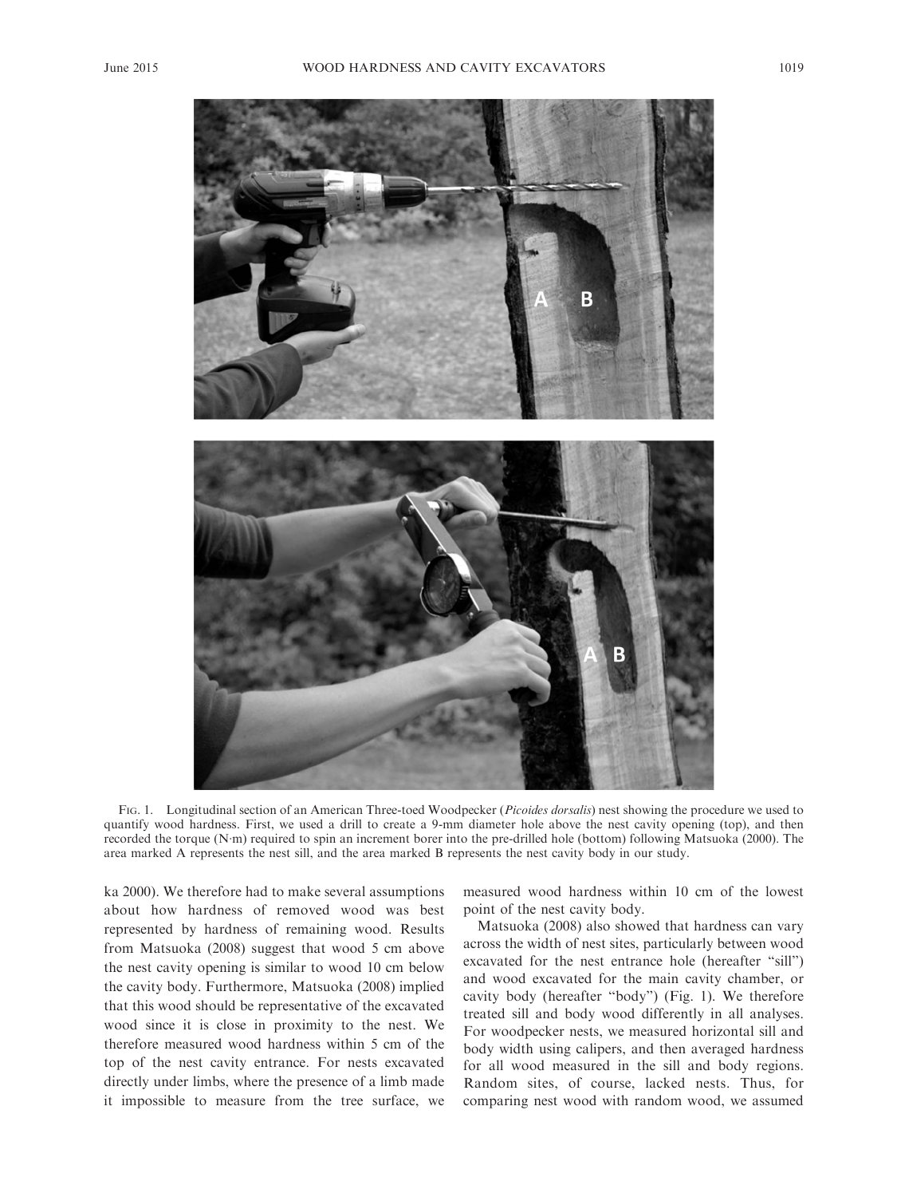FIG. 1. Longitudinal section of an American Three-toed Woodpecker (*Picoides dorsalis*) nest showing the procedure we used to quantify wood hardness. First, we used a drill to create a 9-mm diameter hole above the nest cavity opening (top), and then recorded the torque (N·m) required to spin an increment borer into the pre-drilled hole (bottom) following Matsuoka (2000). The area marked A represents the nest sill, and the area marked B represents the nest cavity body in our study.

ka 2000). We therefore had to make several assumptions about how hardness of removed wood was best represented by hardness of remaining wood. Results from Matsuoka (2008) suggest that wood 5 cm above the nest cavity opening is similar to wood 10 cm below the cavity body. Furthermore, Matsuoka (2008) implied that this wood should be representative of the excavated wood since it is close in proximity to the nest. We therefore measured wood hardness within 5 cm of the top of the nest cavity entrance. For nests excavated directly under limbs, where the presence of a limb made it impossible to measure from the tree surface, we measured wood hardness within 10 cm of the lowest point of the nest cavity body.

Matsuoka (2008) also showed that hardness can vary across the width of nest sites, particularly between wood excavated for the nest entrance hole (hereafter "sill") and wood excavated for the main cavity chamber, or cavity body (hereafter "body") (Fig. 1). We therefore treated sill and body wood differently in all analyses. For woodpecker nests, we measured horizontal sill and body width using calipers, and then averaged hardness for all wood measured in the sill and body regions. Random sites, of course, lacked nests. Thus, for comparing nest wood with random wood, we assumed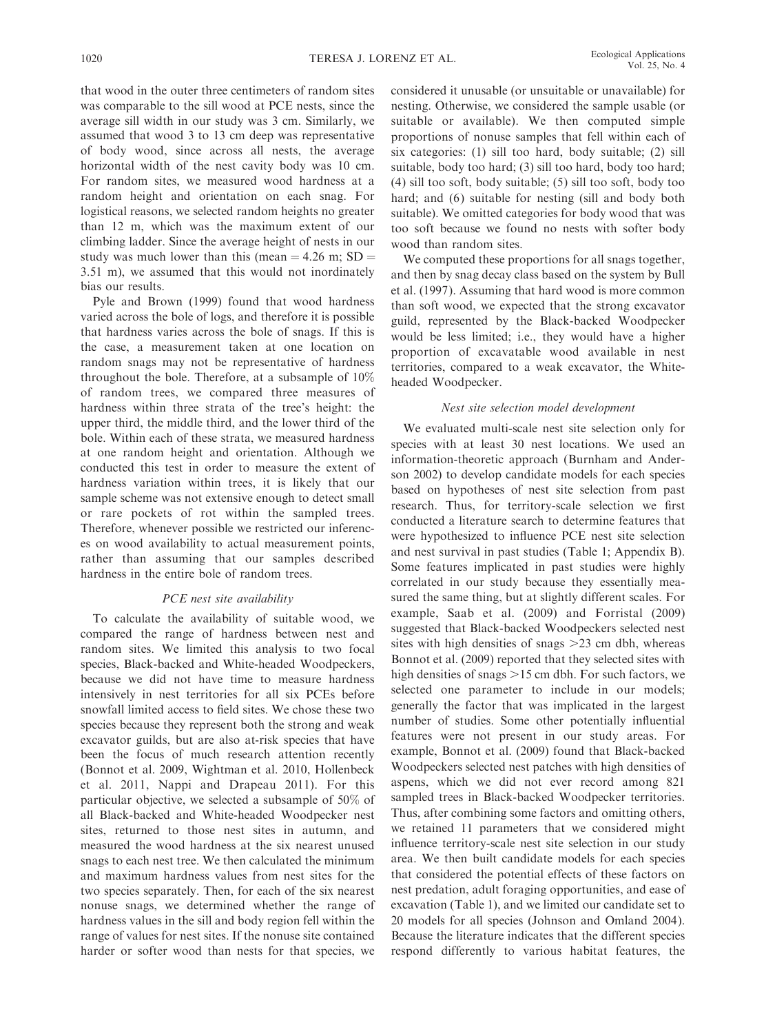that wood in the outer three centimeters of random sites was comparable to the sill wood at PCE nests, since the average sill width in our study was 3 cm. Similarly, we assumed that wood 3 to 13 cm deep was representative of body wood, since across all nests, the average horizontal width of the nest cavity body was 10 cm. For random sites, we measured wood hardness at a random height and orientation on each snag. For logistical reasons, we selected random heights no greater than 12 m, which was the maximum extent of our climbing ladder. Since the average height of nests in our study was much lower than this (mean = 4.26 m; SD = 3.51 m), we assumed that this would not inordinately bias our results.

Pyle and Brown (1999) found that wood hardness varied across the bole of logs, and therefore it is possible that hardness varies across the bole of snags. If this is the case, a measurement taken at one location on random snags may not be representative of hardness throughout the bole. Therefore, at a subsample of 10% of random trees, we compared three measures of hardness within three strata of the tree's height: the upper third, the middle third, and the lower third of the bole. Within each of these strata, we measured hardness at one random height and orientation. Although we conducted this test in order to measure the extent of hardness variation within trees, it is likely that our sample scheme was not extensive enough to detect small or rare pockets of rot within the sampled trees. Therefore, whenever possible we restricted our inferences on wood availability to actual measurement points, rather than assuming that our samples described hardness in the entire bole of random trees.

### *PCE nest site availability*

To calculate the availability of suitable wood, we compared the range of hardness between nest and random sites. We limited this analysis to two focal species, Black-backed and White-headed Woodpeckers, because we did not have time to measure hardness intensively in nest territories for all six PCEs before snowfall limited access to field sites. We chose these two species because they represent both the strong and weak excavator guilds, but are also at-risk species that have been the focus of much research attention recently (Bonnot et al. 2009, Wightman et al. 2010, Hollenbeck et al. 2011, Nappi and Drapeau 2011). For this particular objective, we selected a subsample of 50% of all Black-backed and White-headed Woodpecker nest sites, returned to those nest sites in autumn, and measured the wood hardness at the six nearest unused snags to each nest tree. We then calculated the minimum and maximum hardness values from nest sites for the two species separately. Then, for each of the six nearest nonuse snags, we determined whether the range of hardness values in the sill and body region fell within the range of values for nest sites. If the nonuse site contained harder or softer wood than nests for that species, we considered it unusable (or unsuitable or unavailable) for nesting. Otherwise, we considered the sample usable (or suitable or available). We then computed simple proportions of nonuse samples that fell within each of six categories: (1) sill too hard, body suitable; (2) sill suitable, body too hard; (3) sill too hard, body too hard; (4) sill too soft, body suitable; (5) sill too soft, body too hard; and (6) suitable for nesting (sill and body both suitable). We omitted categories for body wood that was too soft because we found no nests with softer body wood than random sites.

We computed these proportions for all snags together, and then by snag decay class based on the system by Bull et al. (1997). Assuming that hard wood is more common than soft wood, we expected that the strong excavator guild, represented by the Black-backed Woodpecker would be less limited; i.e., they would have a higher proportion of excavatable wood available in nest territories, compared to a weak excavator, the White-headed Woodpecker.

### *Nest site selection model development*

We evaluated multi-scale nest site selection only for species with at least 30 nest locations. We used an information-theoretic approach (Burnham and Anderson 2002) to develop candidate models for each species based on hypotheses of nest site selection from past research. Thus, for territory-scale selection we first conducted a literature search to determine features that were hypothesized to influence PCE nest site selection and nest survival in past studies (Table 1; Appendix B). Some features implicated in past studies were highly correlated in our study because they essentially measured the same thing, but at slightly different scales. For example, Saab et al. (2009) and Forristal (2009) suggested that Black-backed Woodpeckers selected nest sites with high densities of snags >23 cm dbh, whereas Bonnot et al. (2009) reported that they selected sites with high densities of snags >15 cm dbh. For such factors, we selected one parameter to include in our models; generally the factor that was implicated in the largest number of studies. Some other potentially influential features were not present in our study areas. For example, Bonnot et al. (2009) found that Black-backed Woodpeckers selected nest patches with high densities of aspens, which we did not ever record among 821 sampled trees in Black-backed Woodpecker territories. Thus, after combining some factors and omitting others, we retained 11 parameters that we considered might influence territory-scale nest site selection in our study area. We then built candidate models for each species that considered the potential effects of these factors on nest predation, adult foraging opportunities, and ease of excavation (Table 1), and we limited our candidate set to 20 models for all species (Johnson and Omland 2004). Because the literature indicates that the different species respond differently to various habitat features, the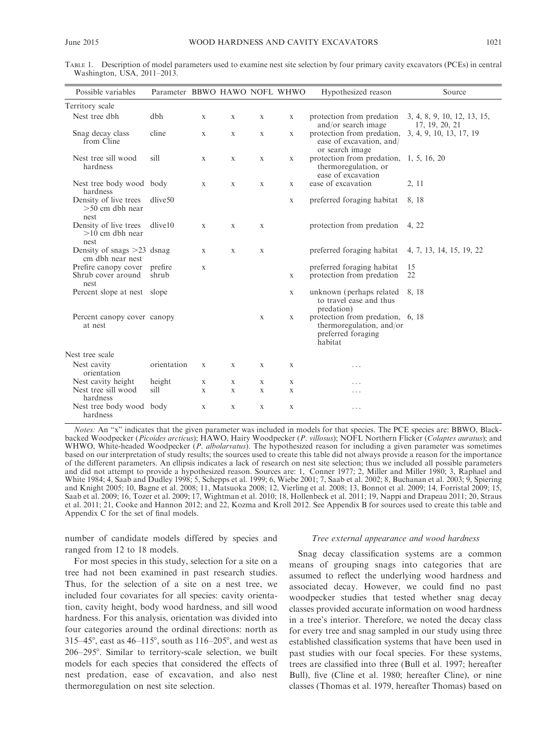TABLE 1. Description of model parameters used to examine nest site selection by four primary cavity excavators (PCEs) in central Washington, USA, 2011–2013.

| Possible variables | Parameter | BBWO | HAWO | NOFL | WHWO | Hypothesized reason | Source |
|---|---|---|---|---|---|---|---|
| Territory scale | | | | | | | |
| Nest tree dbh | dbh | x | x | x | x | protection from predation and/or search image | 3, 4, 8, 9, 10, 12, 13, 15, 17, 19, 20, 21 |
| Snag decay class from Cline | cline | x | x | x | x | protection from predation, ease of excavation, and/or search image | 3, 4, 9, 10, 13, 17, 19 |
| Nest tree sill wood hardness | sill | x | x | x | x | protection from predation, thermoregulation, or ease of excavation | 1, 5, 16, 20 |
| Nest tree body wood hardness | body | x | x | x | x | ease of excavation | 2, 11 |
| Density of live trees >50 cm dbh near nest | dlive50 | | | | x | preferred foraging habitat | 8, 18 |
| Density of live trees >10 cm dbh near nest | dlive10 | x | x | x | | protection from predation | 4, 22 |
| Density of snags >23 cm dbh near nest | dsnag | x | x | x | | preferred foraging habitat | 4, 7, 13, 14, 15, 19, 22 |
| Prefire canopy cover | prefire | x | | | | preferred foraging habitat | 15 |
| Shrub cover around nest | shrub | | | | x | protection from predation | 22 |
| Percent slope at nest | slope | | | | x | unknown (perhaps related to travel ease and thus predation) | 8, 18 |
| Percent canopy cover at nest | canopy | | | x | x | protection from predation, thermoregulation, and/or preferred foraging habitat | 6, 18 |
| Nest tree scale | | | | | | | |
| Nest cavity orientation | orientation | x | x | x | x | ... | |
| Nest cavity height | height | x | x | x | x | ... | |
| Nest tree sill wood hardness | sill | x | x | x | x | ... | |
| Nest tree body wood hardness | body | x | x | x | x | ... | |

*Notes:* An "x" indicates that the given parameter was included in models for that species. The PCE species are: BBWO, Black-backed Woodpecker (*Picoides arcticus*); HAWO, Hairy Woodpecker (*P. villosus*); NOFL Northern Flicker (*Colaptes auratus*); and WHWO, White-headed Woodpecker (*P. albolarvatus*). The hypothesized reason for including a given parameter was sometimes based on our interpretation of study results; the sources used to create this table did not always provide a reason for the importance of the different parameters. An ellipsis indicates a lack of research on nest site selection; thus we included all possible parameters and did not attempt to provide a hypothesized reason. Sources are: 1, Conner 1977; 2, Miller and Miller 1980; 3, Raphael and White 1984; 4, Saab and Dudley 1998; 5, Schepps et al. 1999; 6, Wiebe 2001; 7, Saab et al. 2002; 8, Buchanan et al. 2003; 9, Spiering and Knight 2005; 10, Bagne et al. 2008; 11, Matsuoka 2008; 12, Vierling et al. 2008; 13, Bonnot et al. 2009; 14, Forristal 2009; 15, Saab et al. 2009; 16, Tozer et al. 2009; 17, Wightman et al. 2010; 18, Hollenbeck et al. 2011; 19, Nappi and Drapeau 2011; 20, Straus et al. 2011; 21, Cooke and Hannon 2012; and 22, Kozma and Kroll 2012. See Appendix B for sources used to create this table and Appendix C for the set of final models.

number of candidate models differed by species and ranged from 12 to 18 models.

For most species in this study, selection for a site on a tree had not been examined in past research studies. Thus, for the selection of a site on a nest tree, we included four covariates for all species: cavity orientation, cavity height, body wood hardness, and sill wood hardness. For this analysis, orientation was divided into four categories around the ordinal directions: north as 315–45°, east as 46–115°, south as 116–205°, and west as 206–295°. Similar to territory-scale selection, we built models for each species that considered the effects of nest predation, ease of excavation, and also nest thermoregulation on nest site selection.

### *Tree external appearance and wood hardness*

Snag decay classification systems are a common means of grouping snags into categories that are assumed to reflect the underlying wood hardness and associated decay. However, we could find no past woodpecker studies that tested whether snag decay classes provided accurate information on wood hardness in a tree's interior. Therefore, we noted the decay class for every tree and snag sampled in our study using three established classification systems that have been used in past studies with our focal species. For these systems, trees are classified into three (Bull et al. 1997; hereafter Bull), five (Cline et al. 1980; hereafter Cline), or nine classes (Thomas et al. 1979, hereafter Thomas) based on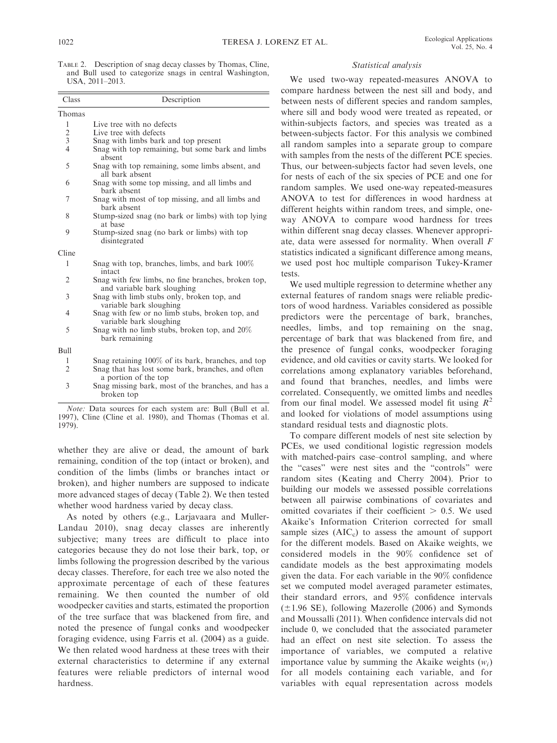TABLE 2. Description of snag decay classes by Thomas, Cline, and Bull used to categorize snags in central Washington, USA, 2011–2013.

| Class | Description |
|---|---|
| Thomas | |
| 1 | Live tree with no defects |
| 2 | Live tree with defects |
| 3 | Snag with limbs bark and top present |
| 4 | Snag with top remaining, but some bark and limbs absent |
| 5 | Snag with top remaining, some limbs absent, and all bark absent |
| 6 | Snag with some top missing, and all limbs and bark absent |
| 7 | Snag with most of top missing, and all limbs and bark absent |
| 8 | Stump-sized snag (no bark or limbs) with top lying at base |
| 9 | Stump-sized snag (no bark or limbs) with top disintegrated |
| Cline | |
| 1 | Snag with top, branches, limbs, and bark 100% intact |
| 2 | Snag with few limbs, no fine branches, broken top, and variable bark sloughing |
| 3 | Snag with limb stubs only, broken top, and variable bark sloughing |
| 4 | Snag with few or no limb stubs, broken top, and variable bark sloughing |
| 5 | Snag with no limb stubs, broken top, and 20% bark remaining |
| Bull | |
| 1 | Snag retaining 100% of its bark, branches, and top |
| 2 | Snag that has lost some bark, branches, and often a portion of the top |
| 3 | Snag missing bark, most of the branches, and has a broken top |

*Note:* Data sources for each system are: Bull (Bull et al. 1997), Cline (Cline et al. 1980), and Thomas (Thomas et al. 1979).

whether they are alive or dead, the amount of bark remaining, condition of the top (intact or broken), and condition of the limbs (limbs or branches intact or broken), and higher numbers are supposed to indicate more advanced stages of decay (Table 2). We then tested whether wood hardness varied by decay class.

As noted by others (e.g., Larjavaara and Muller-Landau 2010), snag decay classes are inherently subjective; many trees are difficult to place into categories because they do not lose their bark, top, or limbs following the progression described by the various decay classes. Therefore, for each tree we also noted the approximate percentage of each of these features remaining. We then counted the number of old woodpecker cavities and starts, estimated the proportion of the tree surface that was blackened from fire, and noted the presence of fungal conks and woodpecker foraging evidence, using Farris et al. (2004) as a guide. We then related wood hardness at these trees with their external characteristics to determine if any external features were reliable predictors of internal wood hardness.

### *Statistical analysis*

We used two-way repeated-measures ANOVA to compare hardness between the nest sill and body, and between nests of different species and random samples, where sill and body wood were treated as repeated, or within-subjects factors, and species was treated as a between-subjects factor. For this analysis we combined all random samples into a separate group to compare with samples from the nests of the different PCE species. Thus, our between-subjects factor had seven levels, one for nests of each of the six species of PCE and one for random samples. We used one-way repeated-measures ANOVA to test for differences in wood hardness at different heights within random trees, and simple, one-way ANOVA to compare wood hardness for trees within different snag decay classes. Whenever appropriate, data were assessed for normality. When overall $F$ statistics indicated a significant difference among means, we used post hoc multiple comparison Tukey-Kramer tests.

We used multiple regression to determine whether any external features of random snags were reliable predictors of wood hardness. Variables considered as possible predictors were the percentage of bark, branches, needles, limbs, and top remaining on the snag, percentage of bark that was blackened from fire, and the presence of fungal conks and woodpecker foraging evidence, and old cavities or cavity starts. We looked for correlations among explanatory variables beforehand, and found that branches, needles, and limbs were correlated. Consequently, we omitted limbs and needles from our final model. We assessed model fit using $R^2$ and looked for violations of model assumptions using standard residual tests and diagnostic plots.

To compare different models of nest site selection by PCEs, we used conditional logistic regression models with matched-pairs case–control sampling, and where the "cases" were nest sites and the "controls" were random sites (Keating and Cherry 2004). Prior to building our models we assessed possible correlations between all pairwise combinations of covariates and omitted covariates if their coefficient $> 0.5$. We used Akaike's Information Criterion corrected for small sample sizes ($AIC_c$) to assess the amount of support for the different models. Based on Akaike weights, we considered models in the 90% confidence set of candidate models as the best approximating models given the data. For each variable in the 90% confidence set we computed model averaged parameter estimates, their standard errors, and 95% confidence intervals ($\pm 1.96$ SE), following Mazerolle (2006) and Symonds and Moussalli (2011). When confidence intervals did not include 0, we concluded that the associated parameter had an effect on nest site selection. To assess the importance of variables, we computed a relative importance value by summing the Akaike weights ($w_i$) for all models containing each variable, and for variables with equal representation across models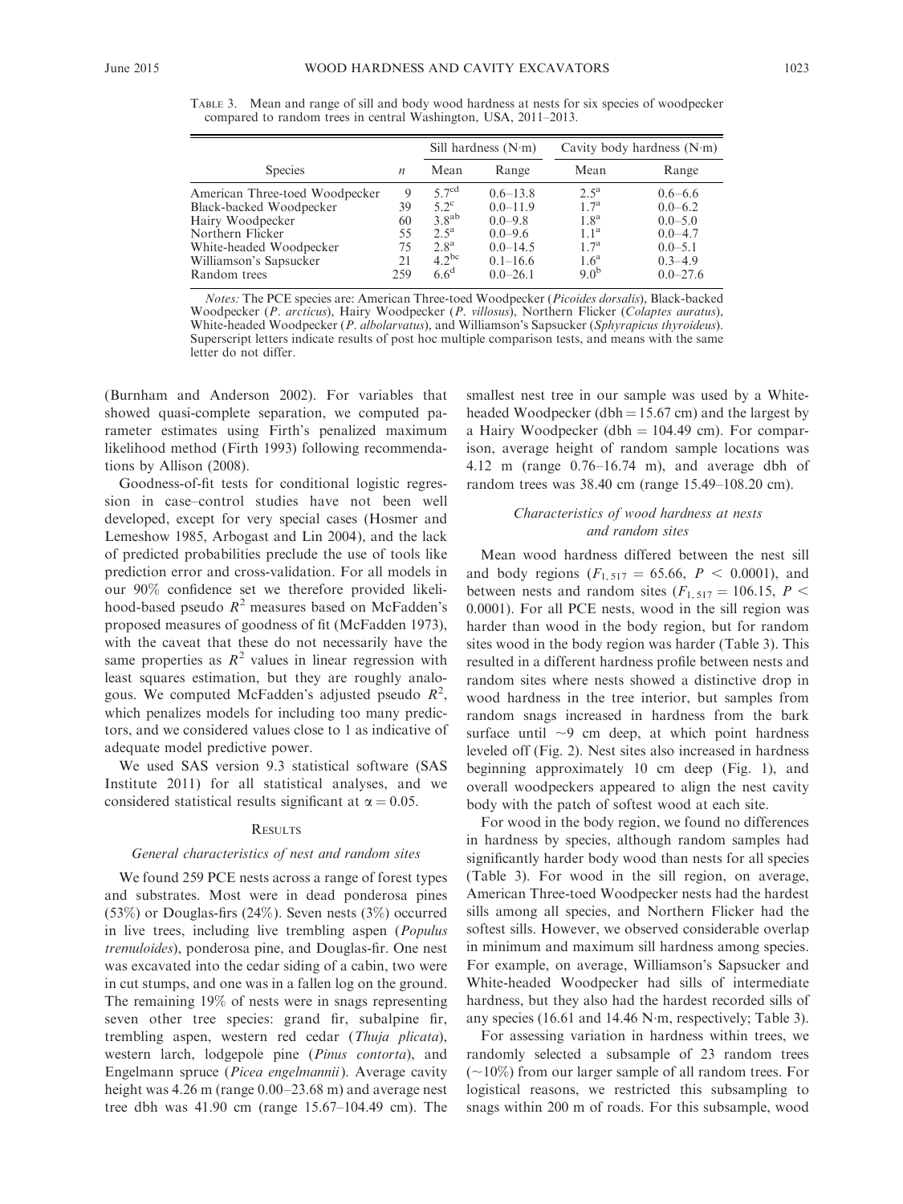TABLE 3. Mean and range of sill and body wood hardness at nests for six species of woodpecker compared to random trees in central Washington, USA, 2011–2013.

| Species | $n$ | Sill hardness (N·m) | | Cavity body hardness (N·m) | |
|---|---|---|---|---|---|
| | | Mean | Range | Mean | Range |
| American Three-toed Woodpecker | 9 | $5.7^{cd}$ | 0.6–13.8 | $2.5^{a}$ | 0.6–6.6 |
| Black-backed Woodpecker | 39 | $5.2^{c}$ | 0.0–11.9 | $1.7^{a}$ | 0.0–6.2 |
| Hairy Woodpecker | 60 | $3.8^{ab}$ | 0.0–9.8 | $1.8^{a}$ | 0.0–5.0 |
| Northern Flicker | 55 | $2.5^{a}$ | 0.0–9.6 | $1.1^{a}$ | 0.0–4.7 |
| White-headed Woodpecker | 75 | $2.8^{a}$ | 0.0–14.5 | $1.7^{a}$ | 0.0–5.1 |
| Williamson's Sapsucker | 21 | $4.2^{bc}$ | 0.1–16.6 | $1.6^{a}$ | 0.3–4.9 |
| Random trees | 259 | $6.6^{d}$ | 0.0–26.1 | $9.0^{b}$ | 0.0–27.6 |

*Notes:* The PCE species are: American Three-toed Woodpecker (*Picoides dorsalis*), Black-backed Woodpecker (*P. arcticus*), Hairy Woodpecker (*P. villosus*), Northern Flicker (*Colaptes auratus*), White-headed Woodpecker (*P. albolarvatus*), and Williamson's Sapsucker (*Sphyrapicus thyroideus*). Superscript letters indicate results of post hoc multiple comparison tests, and means with the same letter do not differ.

(Burnham and Anderson 2002). For variables that showed quasi-complete separation, we computed parameter estimates using Firth's penalized maximum likelihood method (Firth 1993) following recommendations by Allison (2008).

Goodness-of-fit tests for conditional logistic regression in case–control studies have not been well developed, except for very special cases (Hosmer and Lemeshow 1985, Arbogast and Lin 2004), and the lack of predicted probabilities preclude the use of tools like prediction error and cross-validation. For all models in our 90% confidence set we therefore provided likelihood-based pseudo $R^2$ measures based on McFadden's proposed measures of goodness of fit (McFadden 1973), with the caveat that these do not necessarily have the same properties as $R^2$ values in linear regression with least squares estimation, but they are roughly analogous. We computed McFadden's adjusted pseudo $R^2$, which penalizes models for including too many predictors, and we considered values close to 1 as indicative of adequate model predictive power.

We used SAS version 9.3 statistical software (SAS Institute 2011) for all statistical analyses, and we considered statistical results significant at $\alpha = 0.05$.

## RESULTS

### *General characteristics of nest and random sites*

We found 259 PCE nests across a range of forest types and substrates. Most were in dead ponderosa pines (53%) or Douglas-firs (24%). Seven nests (3%) occurred in live trees, including live trembling aspen (*Populus tremuloides*), ponderosa pine, and Douglas-fir. One nest was excavated into the cedar siding of a cabin, two were in cut stumps, and one was in a fallen log on the ground. The remaining 19% of nests were in snags representing seven other tree species: grand fir, subalpine fir, trembling aspen, western red cedar (*Thuja plicata*), western larch, lodgepole pine (*Pinus contorta*), and Engelmann spruce (*Picea engelmannii*). Average cavity height was 4.26 m (range 0.00–23.68 m) and average nest tree dbh was 41.90 cm (range 15.67–104.49 cm). The smallest nest tree in our sample was used by a White-headed Woodpecker (dbh = 15.67 cm) and the largest by a Hairy Woodpecker (dbh = 104.49 cm). For comparison, average height of random sample locations was 4.12 m (range 0.76–16.74 m), and average dbh of random trees was 38.40 cm (range 15.49–108.20 cm).

### *Characteristics of wood hardness at nests and random sites*

Mean wood hardness differed between the nest sill and body regions ($F_{1,517} = 65.66$, $P < 0.0001$), and between nests and random sites ($F_{1,517} = 106.15$, $P < 0.0001$). For all PCE nests, wood in the sill region was harder than wood in the body region, but for random sites wood in the body region was harder (Table 3). This resulted in a different hardness profile between nests and random sites where nests showed a distinctive drop in wood hardness in the tree interior, but samples from random snags increased in hardness from the bark surface until ~9 cm deep, at which point hardness leveled off (Fig. 2). Nest sites also increased in hardness beginning approximately 10 cm deep (Fig. 1), and overall woodpeckers appeared to align the nest cavity body with the patch of softest wood at each site.

For wood in the body region, we found no differences in hardness by species, although random samples had significantly harder body wood than nests for all species (Table 3). For wood in the sill region, on average, American Three-toed Woodpecker nests had the hardest sills among all species, and Northern Flicker had the softest sills. However, we observed considerable overlap in minimum and maximum sill hardness among species. For example, on average, Williamson's Sapsucker and White-headed Woodpecker had sills of intermediate hardness, but they also had the hardest recorded sills of any species (16.61 and 14.46 N·m, respectively; Table 3).

For assessing variation in hardness within trees, we randomly selected a subsample of 23 random trees (~10%) from our larger sample of all random trees. For logistical reasons, we restricted this subsampling to snags within 200 m of roads. For this subsample, wood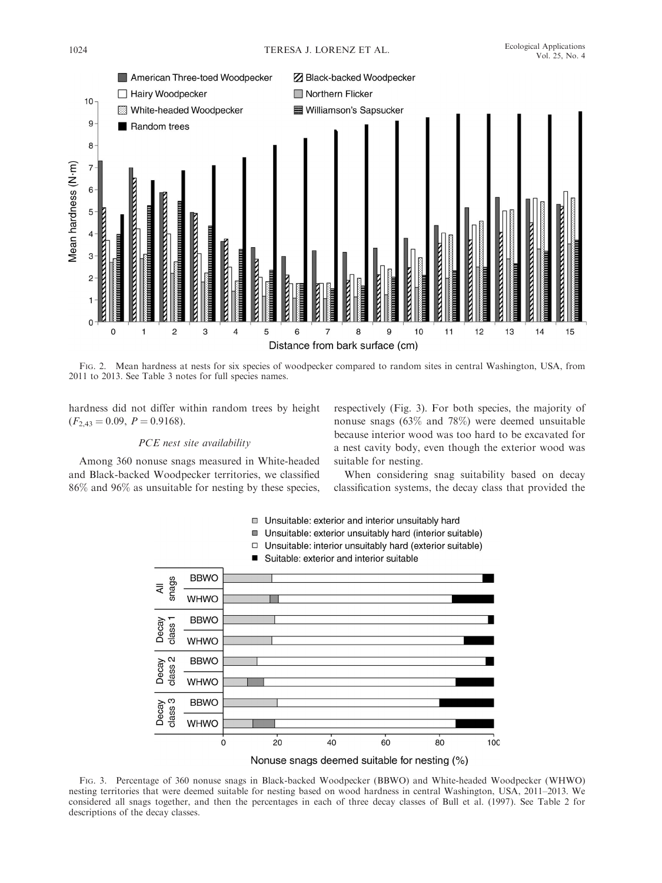FIG. 2. Mean hardness at nests for six species of woodpecker compared to random sites in central Washington, USA, from 2011 to 2013. See Table 3 notes for full species names.

hardness did not differ within random trees by height ($F_{2,43} = 0.09$, $P = 0.9168$).

### *PCE nest site availability*

Among 360 nonuse snags measured in White-headed and Black-backed Woodpecker territories, we classified 86% and 96% as unsuitable for nesting by these species, respectively (Fig. 3). For both species, the majority of nonuse snags (63% and 78%) were deemed unsuitable because interior wood was too hard to be excavated for a nest cavity body, even though the exterior wood was suitable for nesting.

When considering snag suitability based on decay classification systems, the decay class that provided the

FIG. 3. Percentage of 360 nonuse snags in Black-backed Woodpecker (BBWO) and White-headed Woodpecker (WHWO) nesting territories that were deemed suitable for nesting based on wood hardness in central Washington, USA, 2011–2013. We considered all snags together, and then the percentages in each of three decay classes of Bull et al. (1997). See Table 2 for descriptions of the decay classes.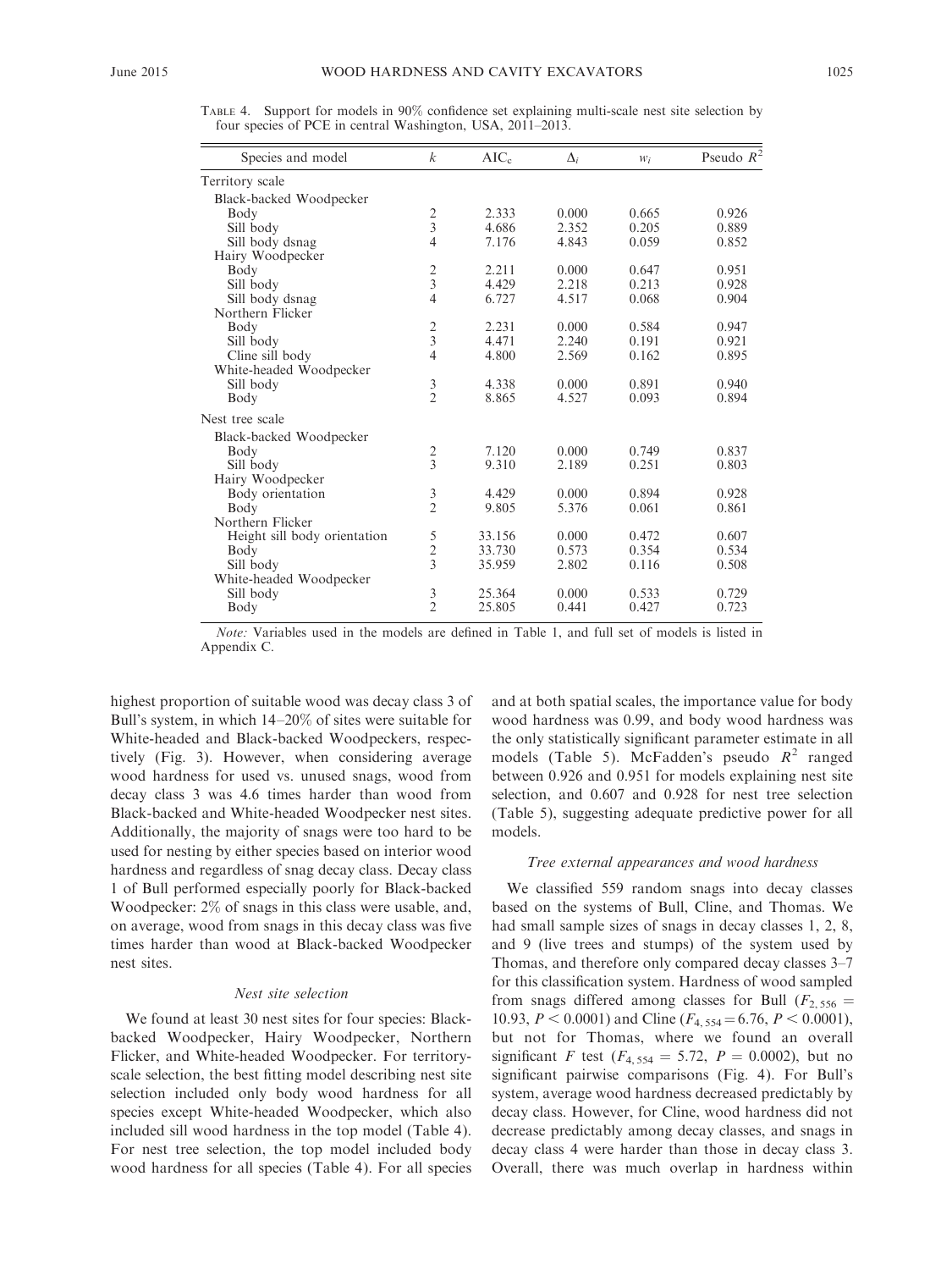TABLE 4. Support for models in 90% confidence set explaining multi-scale nest site selection by four species of PCE in central Washington, USA, 2011–2013.

| Species and model | $k$ | $AIC_c$ | $\Delta_i$ | $w_i$ | Pseudo $R^2$ |
|---|---|---|---|---|---|
| Territory scale | | | | | |
| Black-backed Woodpecker | | | | | |
| Body | 2 | 2.333 | 0.000 | 0.665 | 0.926 |
| Sill body | 3 | 4.686 | 2.352 | 0.205 | 0.889 |
| Sill body dsnag | 4 | 7.176 | 4.843 | 0.059 | 0.852 |
| Hairy Woodpecker | | | | | |
| Body | 2 | 2.211 | 0.000 | 0.647 | 0.951 |
| Sill body | 3 | 4.429 | 2.218 | 0.213 | 0.928 |
| Sill body dsnag | 4 | 6.727 | 4.517 | 0.068 | 0.904 |
| Northern Flicker | | | | | |
| Body | 2 | 2.231 | 0.000 | 0.584 | 0.947 |
| Sill body | 3 | 4.471 | 2.240 | 0.191 | 0.921 |
| Cline sill body | 4 | 4.800 | 2.569 | 0.162 | 0.895 |
| White-headed Woodpecker | | | | | |
| Sill body | 3 | 4.338 | 0.000 | 0.891 | 0.940 |
| Body | 2 | 8.865 | 4.527 | 0.093 | 0.894 |
| Nest tree scale | | | | | |
| Black-backed Woodpecker | | | | | |
| Body | 2 | 7.120 | 0.000 | 0.749 | 0.837 |
| Sill body | 3 | 9.310 | 2.189 | 0.251 | 0.803 |
| Hairy Woodpecker | | | | | |
| Body orientation | 3 | 4.429 | 0.000 | 0.894 | 0.928 |
| Body | 2 | 9.805 | 5.376 | 0.061 | 0.861 |
| Northern Flicker | | | | | |
| Height sill body orientation | 5 | 33.156 | 0.000 | 0.472 | 0.607 |
| Body | 2 | 33.730 | 0.573 | 0.354 | 0.534 |
| Sill body | 3 | 35.959 | 2.802 | 0.116 | 0.508 |
| White-headed Woodpecker | | | | | |
| Sill body | 3 | 25.364 | 0.000 | 0.533 | 0.729 |
| Body | 2 | 25.805 | 0.441 | 0.427 | 0.723 |

*Note:* Variables used in the models are defined in Table 1, and full set of models is listed in Appendix C.

highest proportion of suitable wood was decay class 3 of Bull's system, in which 14–20% of sites were suitable for White-headed and Black-backed Woodpeckers, respectively (Fig. 3). However, when considering average wood hardness for used vs. unused snags, wood from decay class 3 was 4.6 times harder than wood from Black-backed and White-headed Woodpecker nest sites. Additionally, the majority of snags were too hard to be used for nesting by either species based on interior wood hardness and regardless of snag decay class. Decay class 1 of Bull performed especially poorly for Black-backed Woodpecker: 2% of snags in this class were usable, and, on average, wood from snags in this decay class was five times harder than wood at Black-backed Woodpecker nest sites.

### *Nest site selection*

We found at least 30 nest sites for four species: Black-backed Woodpecker, Hairy Woodpecker, Northern Flicker, and White-headed Woodpecker. For territory-scale selection, the best fitting model describing nest site selection included only body wood hardness for all species except White-headed Woodpecker, which also included sill wood hardness in the top model (Table 4). For nest tree selection, the top model included body wood hardness for all species (Table 4). For all species and at both spatial scales, the importance value for body wood hardness was 0.99, and body wood hardness was the only statistically significant parameter estimate in all models (Table 5). McFadden's pseudo $R^2$ ranged between 0.926 and 0.951 for models explaining nest site selection, and 0.607 and 0.928 for nest tree selection (Table 5), suggesting adequate predictive power for all models.

### *Tree external appearances and wood hardness*

We classified 559 random snags into decay classes based on the systems of Bull, Cline, and Thomas. We had small sample sizes of snags in decay classes 1, 2, 8, and 9 (live trees and stumps) of the system used by Thomas, and therefore only compared decay classes 3–7 for this classification system. Hardness of wood sampled from snags differed among classes for Bull ($F_{2, 556} = 10.93$, $P < 0.0001$) and Cline ($F_{4, 554} = 6.76$, $P < 0.0001$), but not for Thomas, where we found an overall significant $F$ test ($F_{4, 554} = 5.72$, $P = 0.0002$), but no significant pairwise comparisons (Fig. 4). For Bull's system, average wood hardness decreased predictably by decay class. However, for Cline, wood hardness did not decrease predictably among decay classes, and snags in decay class 4 were harder than those in decay class 3. Overall, there was much overlap in hardness within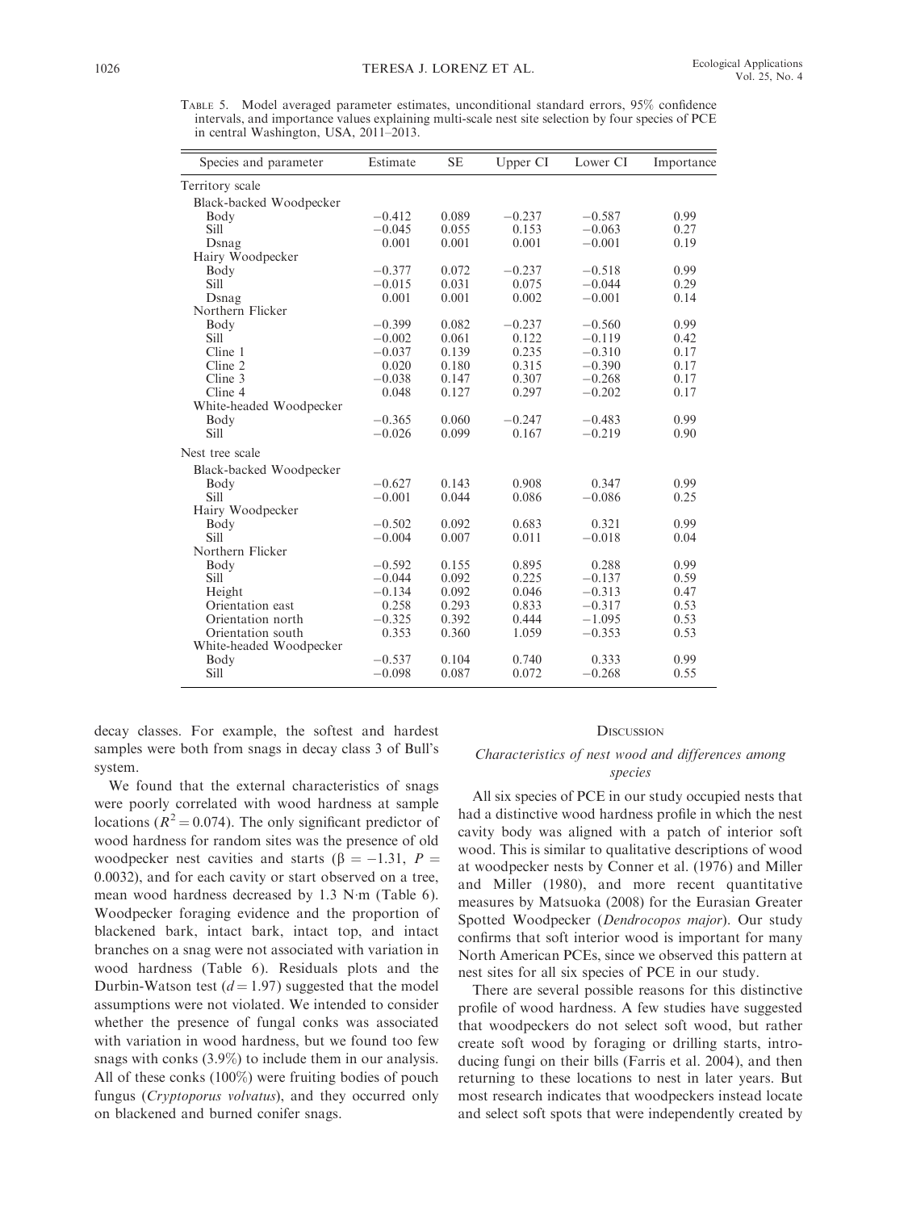TABLE 5. Model averaged parameter estimates, unconditional standard errors, 95% confidence intervals, and importance values explaining multi-scale nest site selection by four species of PCE in central Washington, USA, 2011–2013.

| Species and parameter | Estimate | SE | Upper CI | Lower CI | Importance |
|---|---|---|---|---|---|
| Territory scale | | | | | |
| Black-backed Woodpecker | | | | | |
| Body | −0.412 | 0.089 | −0.237 | −0.587 | 0.99 |
| Sill | −0.045 | 0.055 | 0.153 | −0.063 | 0.27 |
| Dsnag | 0.001 | 0.001 | 0.001 | −0.001 | 0.19 |
| Hairy Woodpecker | | | | | |
| Body | −0.377 | 0.072 | −0.237 | −0.518 | 0.99 |
| Sill | −0.015 | 0.031 | 0.075 | −0.044 | 0.29 |
| Dsnag | 0.001 | 0.001 | 0.002 | −0.001 | 0.14 |
| Northern Flicker | | | | | |
| Body | −0.399 | 0.082 | −0.237 | −0.560 | 0.99 |
| Sill | −0.002 | 0.061 | 0.122 | −0.119 | 0.42 |
| Cline 1 | −0.037 | 0.139 | 0.235 | −0.310 | 0.17 |
| Cline 2 | 0.020 | 0.180 | 0.315 | −0.390 | 0.17 |
| Cline 3 | −0.038 | 0.147 | 0.307 | −0.268 | 0.17 |
| Cline 4 | 0.048 | 0.127 | 0.297 | −0.202 | 0.17 |
| White-headed Woodpecker | | | | | |
| Body | −0.365 | 0.060 | −0.247 | −0.483 | 0.99 |
| Sill | −0.026 | 0.099 | 0.167 | −0.219 | 0.90 |
| Nest tree scale | | | | | |
| Black-backed Woodpecker | | | | | |
| Body | −0.627 | 0.143 | 0.908 | 0.347 | 0.99 |
| Sill | −0.001 | 0.044 | 0.086 | −0.086 | 0.25 |
| Hairy Woodpecker | | | | | |
| Body | −0.502 | 0.092 | 0.683 | 0.321 | 0.99 |
| Sill | −0.004 | 0.007 | 0.011 | −0.018 | 0.04 |
| Northern Flicker | | | | | |
| Body | −0.592 | 0.155 | 0.895 | 0.288 | 0.99 |
| Sill | −0.044 | 0.092 | 0.225 | −0.137 | 0.59 |
| Height | −0.134 | 0.092 | 0.046 | −0.313 | 0.47 |
| Orientation east | 0.258 | 0.293 | 0.833 | −0.317 | 0.53 |
| Orientation north | −0.325 | 0.392 | 0.444 | −1.095 | 0.53 |
| Orientation south | 0.353 | 0.360 | 1.059 | −0.353 | 0.53 |
| White-headed Woodpecker | | | | | |
| Body | −0.537 | 0.104 | 0.740 | 0.333 | 0.99 |
| Sill | −0.098 | 0.087 | 0.072 | −0.268 | 0.55 |

decay classes. For example, the softest and hardest samples were both from snags in decay class 3 of Bull's system.

We found that the external characteristics of snags were poorly correlated with wood hardness at sample locations ($R^2 = 0.074$). The only significant predictor of wood hardness for random sites was the presence of old woodpecker nest cavities and starts ($\beta = -1.31$, $P = 0.0032$), and for each cavity or start observed on a tree, mean wood hardness decreased by 1.3 N·m (Table 6). Woodpecker foraging evidence and the proportion of blackened bark, intact bark, intact top, and intact branches on a snag were not associated with variation in wood hardness (Table 6). Residuals plots and the Durbin-Watson test ($d = 1.97$) suggested that the model assumptions were not violated. We intended to consider whether the presence of fungal conks was associated with variation in wood hardness, but we found too few snags with conks (3.9%) to include them in our analysis. All of these conks (100%) were fruiting bodies of pouch fungus (*Cryptoporus volvatus*), and they occurred only on blackened and burned conifer snags.

## DISCUSSION

### *Characteristics of nest wood and differences among species*

All six species of PCE in our study occupied nests that had a distinctive wood hardness profile in which the nest cavity body was aligned with a patch of interior soft wood. This is similar to qualitative descriptions of wood at woodpecker nests by Conner et al. (1976) and Miller and Miller (1980), and more recent quantitative measures by Matsuoka (2008) for the Eurasian Greater Spotted Woodpecker (*Dendrocopos major*). Our study confirms that soft interior wood is important for many North American PCEs, since we observed this pattern at nest sites for all six species of PCE in our study.

There are several possible reasons for this distinctive profile of wood hardness. A few studies have suggested that woodpeckers do not select soft wood, but rather create soft wood by foraging or drilling starts, introducing fungi on their bills (Farris et al. 2004), and then returning to these locations to nest in later years. But most research indicates that woodpeckers instead locate and select soft spots that were independently created by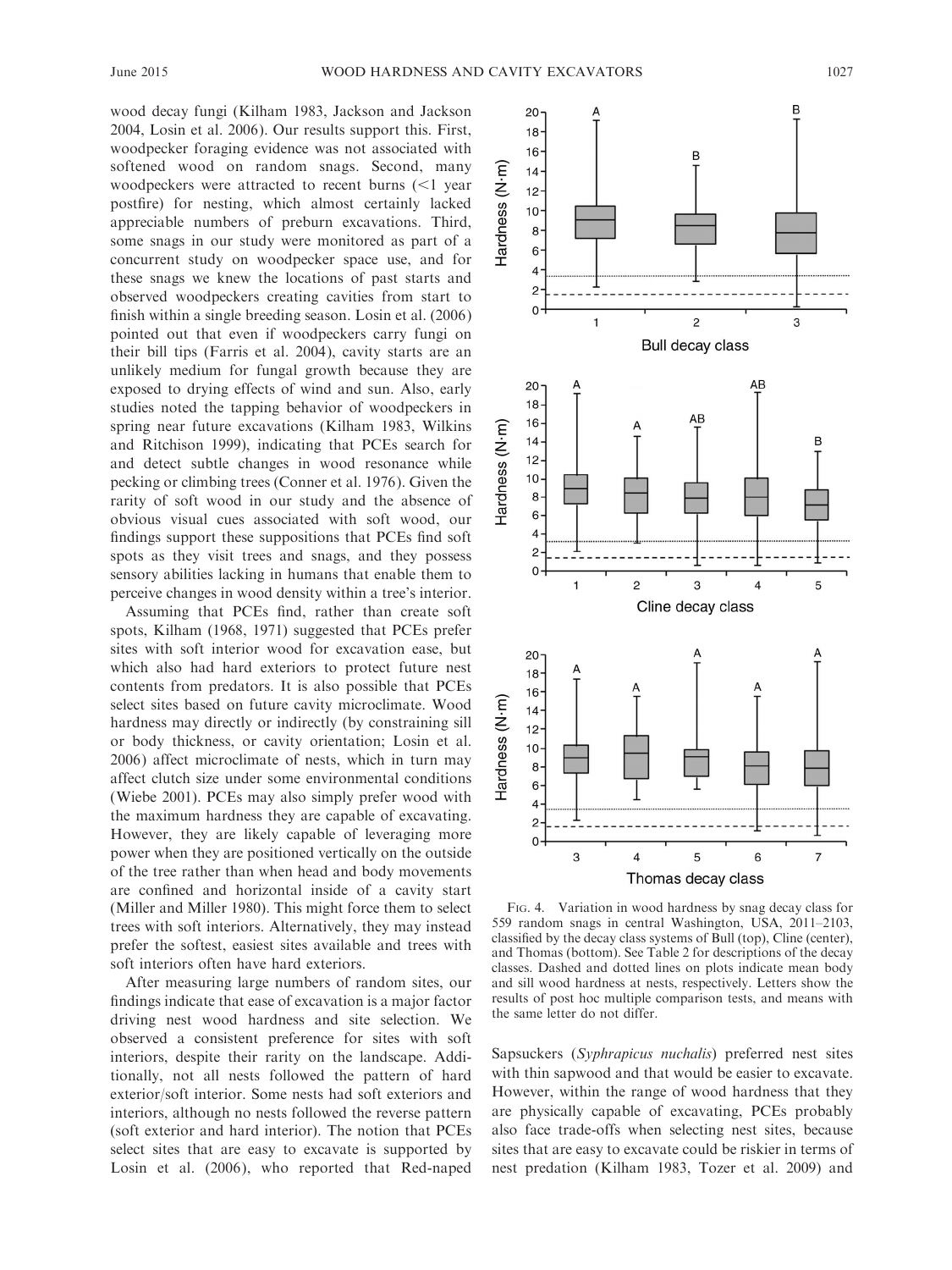wood decay fungi (Kilham 1983, Jackson and Jackson 2004, Losin et al. 2006). Our results support this. First, woodpecker foraging evidence was not associated with softened wood on random snags. Second, many woodpeckers were attracted to recent burns (<1 year postfire) for nesting, which almost certainly lacked appreciable numbers of preburn excavations. Third, some snags in our study were monitored as part of a concurrent study on woodpecker space use, and for these snags we knew the locations of past starts and observed woodpeckers creating cavities from start to finish within a single breeding season. Losin et al. (2006) pointed out that even if woodpeckers carry fungi on their bill tips (Farris et al. 2004), cavity starts are an unlikely medium for fungal growth because they are exposed to drying effects of wind and sun. Also, early studies noted the tapping behavior of woodpeckers in spring near future excavations (Kilham 1983, Wilkins and Ritchison 1999), indicating that PCEs search for and detect subtle changes in wood resonance while pecking or climbing trees (Conner et al. 1976). Given the rarity of soft wood in our study and the absence of obvious visual cues associated with soft wood, our findings support these suppositions that PCEs find soft spots as they visit trees and snags, and they possess sensory abilities lacking in humans that enable them to perceive changes in wood density within a tree's interior.

Assuming that PCEs find, rather than create soft spots, Kilham (1968, 1971) suggested that PCEs prefer sites with soft interior wood for excavation ease, but which also had hard exteriors to protect future nest contents from predators. It is also possible that PCEs select sites based on future cavity microclimate. Wood hardness may directly or indirectly (by constraining sill or body thickness, or cavity orientation; Losin et al. 2006) affect microclimate of nests, which in turn may affect clutch size under some environmental conditions (Wiebe 2001). PCEs may also simply prefer wood with the maximum hardness they are capable of excavating. However, they are likely capable of leveraging more power when they are positioned vertically on the outside of the tree rather than when head and body movements are confined and horizontal inside of a cavity start (Miller and Miller 1980). This might force them to select trees with soft interiors. Alternatively, they may instead prefer the softest, easiest sites available and trees with soft interiors often have hard exteriors.

After measuring large numbers of random sites, our findings indicate that ease of excavation is a major factor driving nest wood hardness and site selection. We observed a consistent preference for sites with soft interiors, despite their rarity on the landscape. Additionally, not all nests followed the pattern of hard exterior/soft interior. Some nests had soft exteriors and interiors, although no nests followed the reverse pattern (soft exterior and hard interior). The notion that PCEs select sites that are easy to excavate is supported by Losin et al. (2006), who reported that Red-naped Sapsuckers (*Syphrapicus nuchalis*) preferred nest sites with thin sapwood and that would be easier to excavate. However, within the range of wood hardness that they are physically capable of excavating, PCEs probably also face trade-offs when selecting nest sites, because sites that are easy to excavate could be riskier in terms of nest predation (Kilham 1983, Tozer et al. 2009) and

Fig. 4. Variation in wood hardness by snag decay class for 559 random snags in central Washington, USA, 2011–2103, classified by the decay class systems of Bull (top), Cline (center), and Thomas (bottom). See Table 2 for descriptions of the decay classes. Dashed and dotted lines on plots indicate mean body and sill wood hardness at nests, respectively. Letters show the results of post hoc multiple comparison tests, and means with the same letter do not differ.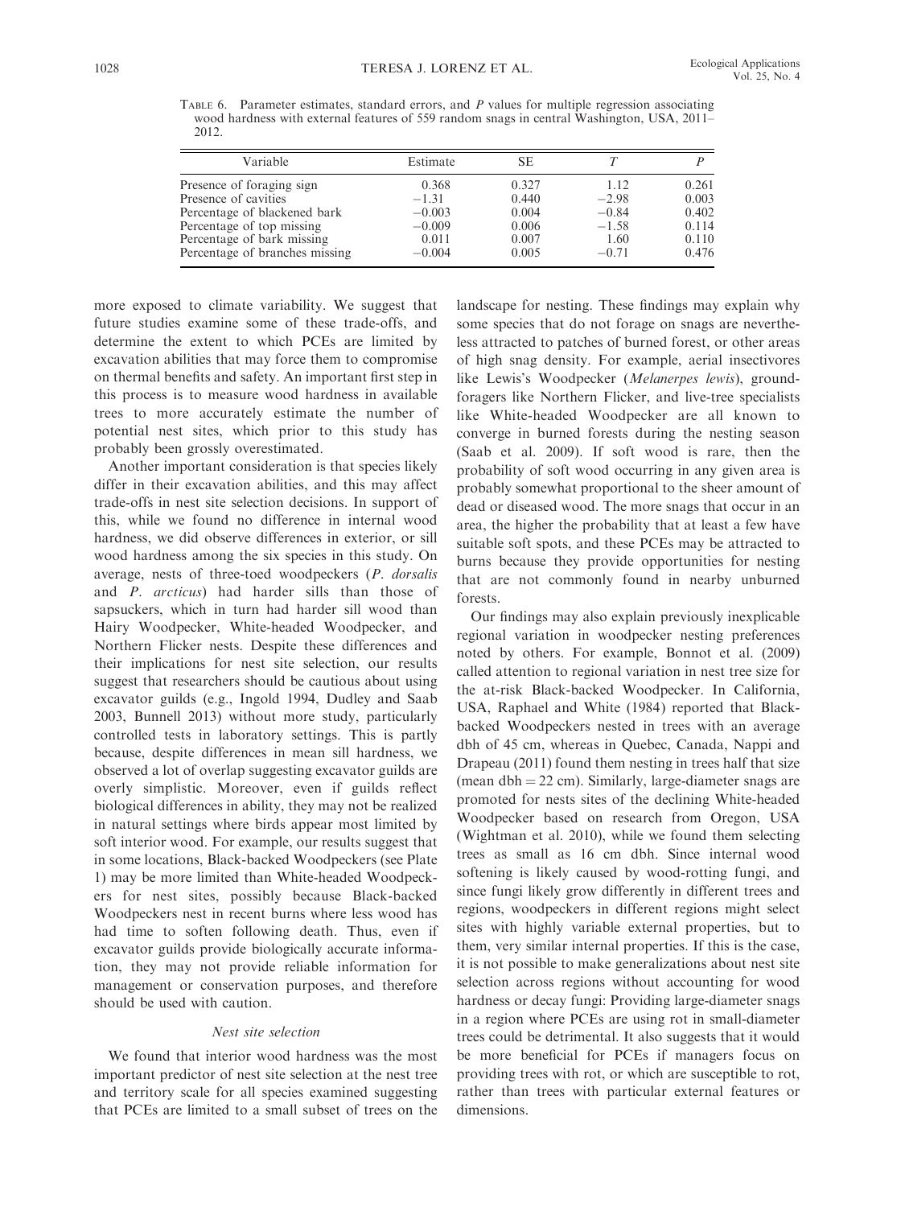Table 6. Parameter estimates, standard errors, and *P* values for multiple regression associating wood hardness with external features of 559 random snags in central Washington, USA, 2011–2012.

| Variable | Estimate | SE | *T* | *P* |
|---|---|---|---|---|
| Presence of foraging sign | 0.368 | 0.327 | 1.12 | 0.261 |
| Presence of cavities | −1.31 | 0.440 | −2.98 | 0.003 |
| Percentage of blackened bark | −0.003 | 0.004 | −0.84 | 0.402 |
| Percentage of top missing | −0.009 | 0.006 | −1.58 | 0.114 |
| Percentage of bark missing | 0.011 | 0.007 | 1.60 | 0.110 |
| Percentage of branches missing | −0.004 | 0.005 | −0.71 | 0.476 |

more exposed to climate variability. We suggest that future studies examine some of these trade-offs, and determine the extent to which PCEs are limited by excavation abilities that may force them to compromise on thermal benefits and safety. An important first step in this process is to measure wood hardness in available trees to more accurately estimate the number of potential nest sites, which prior to this study has probably been grossly overestimated.

Another important consideration is that species likely differ in their excavation abilities, and this may affect trade-offs in nest site selection decisions. In support of this, while we found no difference in internal wood hardness, we did observe differences in exterior, or sill wood hardness among the six species in this study. On average, nests of three-toed woodpeckers (*P. dorsalis* and *P. arcticus*) had harder sills than those of sapsuckers, which in turn had harder sill wood than Hairy Woodpecker, White-headed Woodpecker, and Northern Flicker nests. Despite these differences and their implications for nest site selection, our results suggest that researchers should be cautious about using excavator guilds (e.g., Ingold 1994, Dudley and Saab 2003, Bunnell 2013) without more study, particularly controlled tests in laboratory settings. This is partly because, despite differences in mean sill hardness, we observed a lot of overlap suggesting excavator guilds are overly simplistic. Moreover, even if guilds reflect biological differences in ability, they may not be realized in natural settings where birds appear most limited by soft interior wood. For example, our results suggest that in some locations, Black-backed Woodpeckers (see Plate 1) may be more limited than White-headed Woodpeckers for nest sites, possibly because Black-backed Woodpeckers nest in recent burns where less wood has had time to soften following death. Thus, even if excavator guilds provide biologically accurate information, they may not provide reliable information for management or conservation purposes, and therefore should be used with caution.

### *Nest site selection*

We found that interior wood hardness was the most important predictor of nest site selection at the nest tree and territory scale for all species examined suggesting that PCEs are limited to a small subset of trees on the landscape for nesting. These findings may explain why some species that do not forage on snags are nevertheless attracted to patches of burned forest, or other areas of high snag density. For example, aerial insectivores like Lewis's Woodpecker (*Melanerpes lewis*), ground-foragers like Northern Flicker, and live-tree specialists like White-headed Woodpecker are all known to converge in burned forests during the nesting season (Saab et al. 2009). If soft wood is rare, then the probability of soft wood occurring in any given area is probably somewhat proportional to the sheer amount of dead or diseased wood. The more snags that occur in an area, the higher the probability that at least a few have suitable soft spots, and these PCEs may be attracted to burns because they provide opportunities for nesting that are not commonly found in nearby unburned forests.

Our findings may also explain previously inexplicable regional variation in woodpecker nesting preferences noted by others. For example, Bonnot et al. (2009) called attention to regional variation in nest tree size for the at-risk Black-backed Woodpecker. In California, USA, Raphael and White (1984) reported that Black-backed Woodpeckers nested in trees with an average dbh of 45 cm, whereas in Quebec, Canada, Nappi and Drapeau (2011) found them nesting in trees half that size (mean dbh = 22 cm). Similarly, large-diameter snags are promoted for nests sites of the declining White-headed Woodpecker based on research from Oregon, USA (Wightman et al. 2010), while we found them selecting trees as small as 16 cm dbh. Since internal wood softening is likely caused by wood-rotting fungi, and since fungi likely grow differently in different trees and regions, woodpeckers in different regions might select sites with highly variable external properties, but to them, very similar internal properties. If this is the case, it is not possible to make generalizations about nest site selection across regions without accounting for wood hardness or decay fungi: Providing large-diameter snags in a region where PCEs are using rot in small-diameter trees could be detrimental. It also suggests that it would be more beneficial for PCEs if managers focus on providing trees with rot, or which are susceptible to rot, rather than trees with particular external features or dimensions.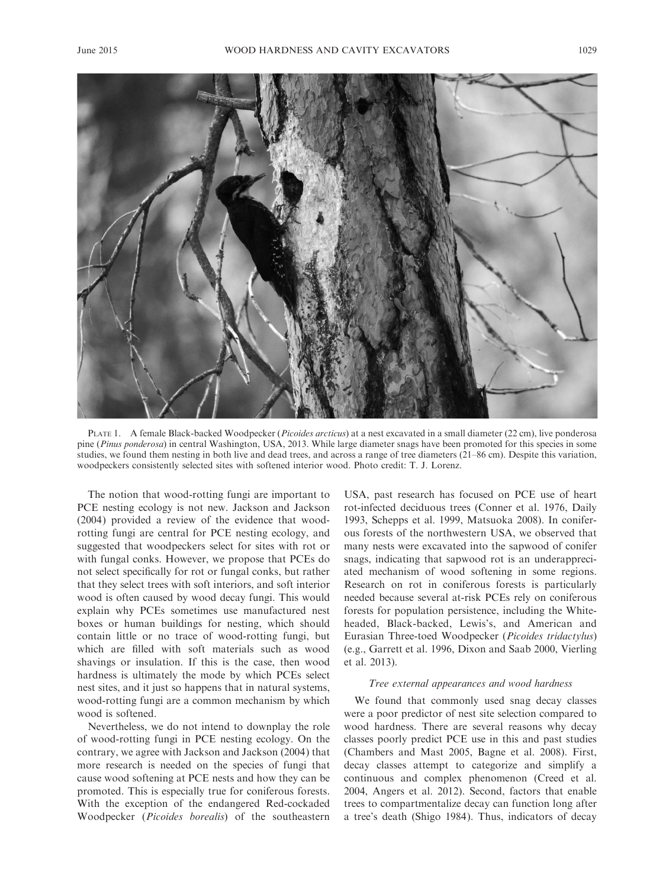PLATE 1. A female Black-backed Woodpecker (*Picoides arcticus*) at a nest excavated in a small diameter (22 cm), live ponderosa pine (*Pinus ponderosa*) in central Washington, USA, 2013. While large diameter snags have been promoted for this species in some studies, we found them nesting in both live and dead trees, and across a range of tree diameters (21–86 cm). Despite this variation, woodpeckers consistently selected sites with softened interior wood. Photo credit: T. J. Lorenz.

The notion that wood-rotting fungi are important to PCE nesting ecology is not new. Jackson and Jackson (2004) provided a review of the evidence that wood-rotting fungi are central for PCE nesting ecology, and suggested that woodpeckers select for sites with rot or with fungal conks. However, we propose that PCEs do not select specifically for rot or fungal conks, but rather that they select trees with soft interiors, and soft interior wood is often caused by wood decay fungi. This would explain why PCEs sometimes use manufactured nest boxes or human buildings for nesting, which should contain little or no trace of wood-rotting fungi, but which are filled with soft materials such as wood shavings or insulation. If this is the case, then wood hardness is ultimately the mode by which PCEs select nest sites, and it just so happens that in natural systems, wood-rotting fungi are a common mechanism by which wood is softened.

Nevertheless, we do not intend to downplay the role of wood-rotting fungi in PCE nesting ecology. On the contrary, we agree with Jackson and Jackson (2004) that more research is needed on the species of fungi that cause wood softening at PCE nests and how they can be promoted. This is especially true for coniferous forests. With the exception of the endangered Red-cockaded Woodpecker (*Picoides borealis*) of the southeastern USA, past research has focused on PCE use of heart rot-infected deciduous trees (Conner et al. 1976, Daily 1993, Schepps et al. 1999, Matsuoka 2008). In coniferous forests of the northwestern USA, we observed that many nests were excavated into the sapwood of conifer snags, indicating that sapwood rot is an underappreciated mechanism of wood softening in some regions. Research on rot in coniferous forests is particularly needed because several at-risk PCEs rely on coniferous forests for population persistence, including the White-headed, Black-backed, Lewis's, and American and Eurasian Three-toed Woodpecker (*Picoides tridactylus*) (e.g., Garrett et al. 1996, Dixon and Saab 2000, Vierling et al. 2013).

### *Tree external appearances and wood hardness*

We found that commonly used snag decay classes were a poor predictor of nest site selection compared to wood hardness. There are several reasons why decay classes poorly predict PCE use in this and past studies (Chambers and Mast 2005, Bagne et al. 2008). First, decay classes attempt to categorize and simplify a continuous and complex phenomenon (Creed et al. 2004, Angers et al. 2012). Second, factors that enable trees to compartmentalize decay can function long after a tree's death (Shigo 1984). Thus, indicators of decay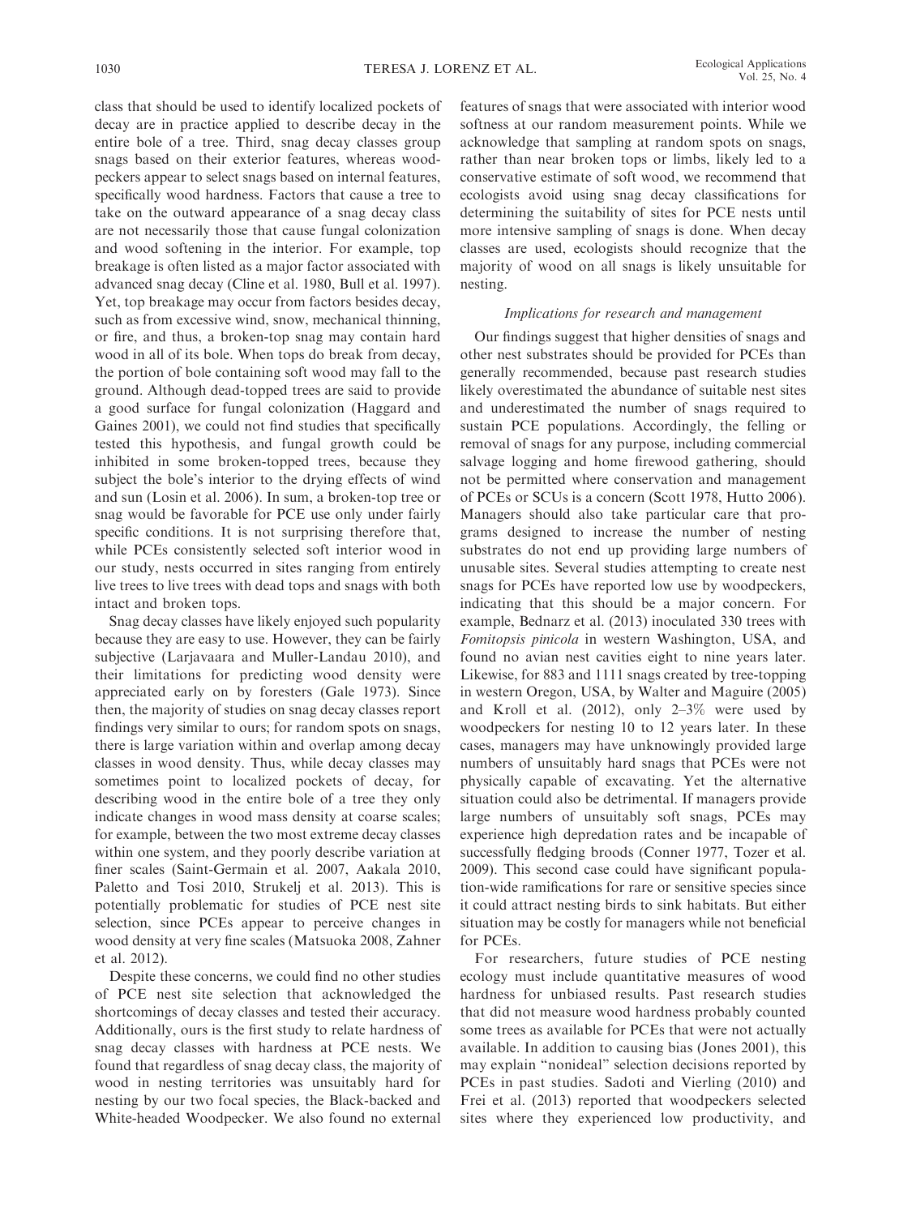class that should be used to identify localized pockets of decay are in practice applied to describe decay in the entire bole of a tree. Third, snag decay classes group snags based on their exterior features, whereas woodpeckers appear to select snags based on internal features, specifically wood hardness. Factors that cause a tree to take on the outward appearance of a snag decay class are not necessarily those that cause fungal colonization and wood softening in the interior. For example, top breakage is often listed as a major factor associated with advanced snag decay (Cline et al. 1980, Bull et al. 1997). Yet, top breakage may occur from factors besides decay, such as from excessive wind, snow, mechanical thinning, or fire, and thus, a broken-top snag may contain hard wood in all of its bole. When tops do break from decay, the portion of bole containing soft wood may fall to the ground. Although dead-topped trees are said to provide a good surface for fungal colonization (Haggard and Gaines 2001), we could not find studies that specifically tested this hypothesis, and fungal growth could be inhibited in some broken-topped trees, because they subject the bole's interior to the drying effects of wind and sun (Losin et al. 2006). In sum, a broken-top tree or snag would be favorable for PCE use only under fairly specific conditions. It is not surprising therefore that, while PCEs consistently selected soft interior wood in our study, nests occurred in sites ranging from entirely live trees to live trees with dead tops and snags with both intact and broken tops.

Snag decay classes have likely enjoyed such popularity because they are easy to use. However, they can be fairly subjective (Larjavaara and Muller-Landau 2010), and their limitations for predicting wood density were appreciated early on by foresters (Gale 1973). Since then, the majority of studies on snag decay classes report findings very similar to ours; for random spots on snags, there is large variation within and overlap among decay classes in wood density. Thus, while decay classes may sometimes point to localized pockets of decay, for describing wood in the entire bole of a tree they only indicate changes in wood mass density at coarse scales; for example, between the two most extreme decay classes within one system, and they poorly describe variation at finer scales (Saint-Germain et al. 2007, Aakala 2010, Paletto and Tosi 2010, Strukelj et al. 2013). This is potentially problematic for studies of PCE nest site selection, since PCEs appear to perceive changes in wood density at very fine scales (Matsuoka 2008, Zahner et al. 2012).

Despite these concerns, we could find no other studies of PCE nest site selection that acknowledged the shortcomings of decay classes and tested their accuracy. Additionally, ours is the first study to relate hardness of snag decay classes with hardness at PCE nests. We found that regardless of snag decay class, the majority of wood in nesting territories was unsuitably hard for nesting by our two focal species, the Black-backed and White-headed Woodpecker. We also found no external features of snags that were associated with interior wood softness at our random measurement points. While we acknowledge that sampling at random spots on snags, rather than near broken tops or limbs, likely led to a conservative estimate of soft wood, we recommend that ecologists avoid using snag decay classifications for determining the suitability of sites for PCE nests until more intensive sampling of snags is done. When decay classes are used, ecologists should recognize that the majority of wood on all snags is likely unsuitable for nesting.

### *Implications for research and management*

Our findings suggest that higher densities of snags and other nest substrates should be provided for PCEs than generally recommended, because past research studies likely overestimated the abundance of suitable nest sites and underestimated the number of snags required to sustain PCE populations. Accordingly, the felling or removal of snags for any purpose, including commercial salvage logging and home firewood gathering, should not be permitted where conservation and management of PCEs or SCUs is a concern (Scott 1978, Hutto 2006). Managers should also take particular care that programs designed to increase the number of nesting substrates do not end up providing large numbers of unusable sites. Several studies attempting to create nest snags for PCEs have reported low use by woodpeckers, indicating that this should be a major concern. For example, Bednarz et al. (2013) inoculated 330 trees with *Fomitopsis pinicola* in western Washington, USA, and found no avian nest cavities eight to nine years later. Likewise, for 883 and 1111 snags created by tree-topping in western Oregon, USA, by Walter and Maguire (2005) and Kroll et al. (2012), only 2–3% were used by woodpeckers for nesting 10 to 12 years later. In these cases, managers may have unknowingly provided large numbers of unsuitably hard snags that PCEs were not physically capable of excavating. Yet the alternative situation could also be detrimental. If managers provide large numbers of unsuitably soft snags, PCEs may experience high depredation rates and be incapable of successfully fledging broods (Conner 1977, Tozer et al. 2009). This second case could have significant population-wide ramifications for rare or sensitive species since it could attract nesting birds to sink habitats. But either situation may be costly for managers while not beneficial for PCEs.

For researchers, future studies of PCE nesting ecology must include quantitative measures of wood hardness for unbiased results. Past research studies that did not measure wood hardness probably counted some trees as available for PCEs that were not actually available. In addition to causing bias (Jones 2001), this may explain "nonideal" selection decisions reported by PCEs in past studies. Sadoti and Vierling (2010) and Frei et al. (2013) reported that woodpeckers selected sites where they experienced low productivity, and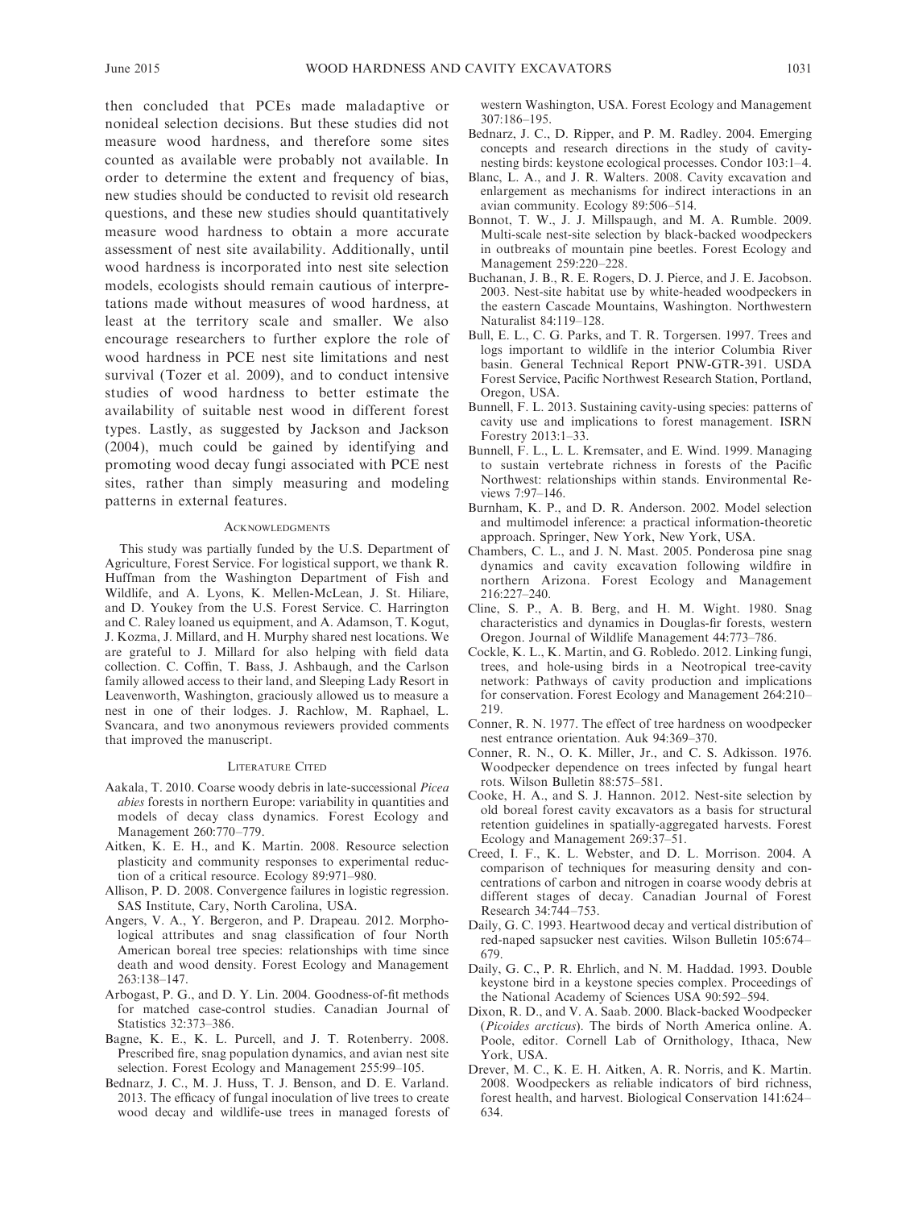then concluded that PCEs made maladaptive or nonideal selection decisions. But these studies did not measure wood hardness, and therefore some sites counted as available were probably not available. In order to determine the extent and frequency of bias, new studies should be conducted to revisit old research questions, and these new studies should quantitatively measure wood hardness to obtain a more accurate assessment of nest site availability. Additionally, until wood hardness is incorporated into nest site selection models, ecologists should remain cautious of interpretations made without measures of wood hardness, at least at the territory scale and smaller. We also encourage researchers to further explore the role of wood hardness in PCE nest site limitations and nest survival (Tozer et al. 2009), and to conduct intensive studies of wood hardness to better estimate the availability of suitable nest wood in different forest types. Lastly, as suggested by Jackson and Jackson (2004), much could be gained by identifying and promoting wood decay fungi associated with PCE nest sites, rather than simply measuring and modeling patterns in external features.

## Acknowledgments

This study was partially funded by the U.S. Department of Agriculture, Forest Service. For logistical support, we thank R. Huffman from the Washington Department of Fish and Wildlife, and A. Lyons, K. Mellen-McLean, J. St. Hiliare, and D. Youkey from the U.S. Forest Service. C. Harrington and C. Raley loaned us equipment, and A. Adamson, T. Kogut, J. Kozma, J. Millard, and H. Murphy shared nest locations. We are grateful to J. Millard for also helping with field data collection. C. Coffin, T. Bass, J. Ashbaugh, and the Carlson family allowed access to their land, and Sleeping Lady Resort in Leavenworth, Washington, graciously allowed us to measure a nest in one of their lodges. J. Rachlow, M. Raphael, L. Svancara, and two anonymous reviewers provided comments that improved the manuscript.

## Literature Cited

Aakala, T. 2010. Coarse woody debris in late-successional *Picea abies* forests in northern Europe: variability in quantities and models of decay class dynamics. Forest Ecology and Management 260:770–779.

Aitken, K. E. H., and K. Martin. 2008. Resource selection plasticity and community responses to experimental reduction of a critical resource. Ecology 89:971–980.

Allison, P. D. 2008. Convergence failures in logistic regression. SAS Institute, Cary, North Carolina, USA.

Angers, V. A., Y. Bergeron, and P. Drapeau. 2012. Morphological attributes and snag classification of four North American boreal tree species: relationships with time since death and wood density. Forest Ecology and Management 263:138–147.

Arbogast, P. G., and D. Y. Lin. 2004. Goodness-of-fit methods for matched case-control studies. Canadian Journal of Statistics 32:373–386.

Bagne, K. E., K. L. Purcell, and J. T. Rotenberry. 2008. Prescribed fire, snag population dynamics, and avian nest site selection. Forest Ecology and Management 255:99–105.

Bednarz, J. C., M. J. Huss, T. J. Benson, and D. E. Varland. 2013. The efficacy of fungal inoculation of live trees to create wood decay and wildlife-use trees in managed forests of western Washington, USA. Forest Ecology and Management 307:186–195.

Bednarz, J. C., D. Ripper, and P. M. Radley. 2004. Emerging concepts and research directions in the study of cavity-nesting birds: keystone ecological processes. Condor 103:1–4.

Blanc, L. A., and J. R. Walters. 2008. Cavity excavation and enlargement as mechanisms for indirect interactions in an avian community. Ecology 89:506–514.

Bonnot, T. W., J. J. Millspaugh, and M. A. Rumble. 2009. Multi-scale nest-site selection by black-backed woodpeckers in outbreaks of mountain pine beetles. Forest Ecology and Management 259:220–228.

Buchanan, J. B., R. E. Rogers, D. J. Pierce, and J. E. Jacobson. 2003. Nest-site habitat use by white-headed woodpeckers in the eastern Cascade Mountains, Washington. Northwestern Naturalist 84:119–128.

Bull, E. L., C. G. Parks, and T. R. Torgersen. 1997. Trees and logs important to wildlife in the interior Columbia River basin. General Technical Report PNW-GTR-391. USDA Forest Service, Pacific Northwest Research Station, Portland, Oregon, USA.

Bunnell, F. L. 2013. Sustaining cavity-using species: patterns of cavity use and implications to forest management. ISRN Forestry 2013:1–33.

Bunnell, F. L., L. L. Kremsater, and E. Wind. 1999. Managing to sustain vertebrate richness in forests of the Pacific Northwest: relationships within stands. Environmental Reviews 7:97–146.

Burnham, K. P., and D. R. Anderson. 2002. Model selection and multimodel inference: a practical information-theoretic approach. Springer, New York, New York, USA.

Chambers, C. L., and J. N. Mast. 2005. Ponderosa pine snag dynamics and cavity excavation following wildfire in northern Arizona. Forest Ecology and Management 216:227–240.

Cline, S. P., A. B. Berg, and H. M. Wight. 1980. Snag characteristics and dynamics in Douglas-fir forests, western Oregon. Journal of Wildlife Management 44:773–786.

Cockle, K. L., K. Martin, and G. Robledo. 2012. Linking fungi, trees, and hole-using birds in a Neotropical tree-cavity network: Pathways of cavity production and implications for conservation. Forest Ecology and Management 264:210–219.

Conner, R. N. 1977. The effect of tree hardness on woodpecker nest entrance orientation. Auk 94:369–370.

Conner, R. N., O. K. Miller, Jr., and C. S. Adkisson. 1976. Woodpecker dependence on trees infected by fungal heart rots. Wilson Bulletin 88:575–581.

Cooke, H. A., and S. J. Hannon. 2012. Nest-site selection by old boreal forest cavity excavators as a basis for structural retention guidelines in spatially-aggregated harvests. Forest Ecology and Management 269:37–51.

Creed, I. F., K. L. Webster, and D. L. Morrison. 2004. A comparison of techniques for measuring density and concentrations of carbon and nitrogen in coarse woody debris at different stages of decay. Canadian Journal of Forest Research 34:744–753.

Daily, G. C. 1993. Heartwood decay and vertical distribution of red-naped sapsucker nest cavities. Wilson Bulletin 105:674–679.

Daily, G. C., P. R. Ehrlich, and N. M. Haddad. 1993. Double keystone bird in a keystone species complex. Proceedings of the National Academy of Sciences USA 90:592–594.

Dixon, R. D., and V. A. Saab. 2000. Black-backed Woodpecker (*Picoides arcticus*). The birds of North America online. A. Poole, editor. Cornell Lab of Ornithology, Ithaca, New York, USA.

Drever, M. C., K. E. H. Aitken, A. R. Norris, and K. Martin. 2008. Woodpeckers as reliable indicators of bird richness, forest health, and harvest. Biological Conservation 141:624–634.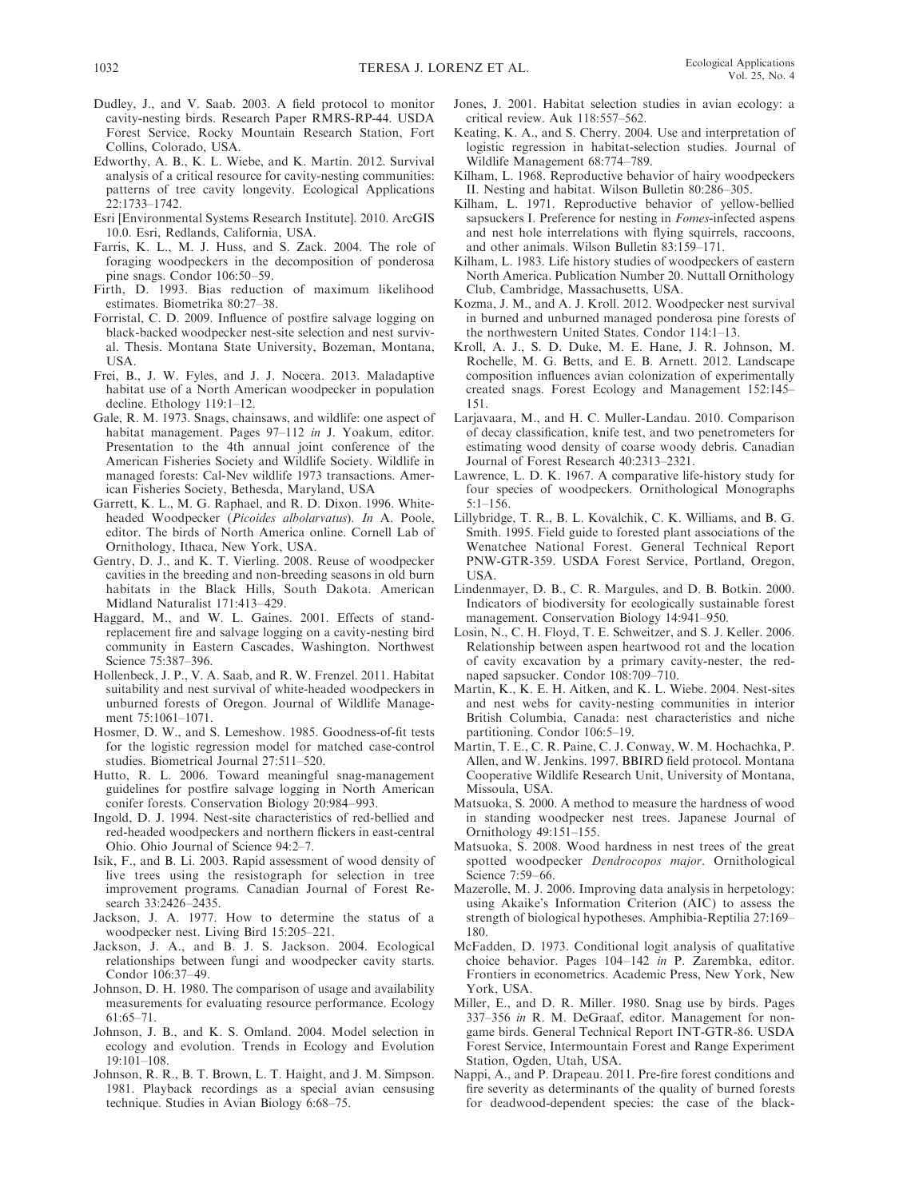Dudley, J., and V. Saab. 2003. A field protocol to monitor cavity-nesting birds. Research Paper RMRS-RP-44. USDA Forest Service, Rocky Mountain Research Station, Fort Collins, Colorado, USA.

Edworthy, A. B., K. L. Wiebe, and K. Martin. 2012. Survival analysis of a critical resource for cavity-nesting communities: patterns of tree cavity longevity. Ecological Applications 22:1733–1742.

Esri [Environmental Systems Research Institute]. 2010. ArcGIS 10.0. Esri, Redlands, California, USA.

Farris, K. L., M. J. Huss, and S. Zack. 2004. The role of foraging woodpeckers in the decomposition of ponderosa pine snags. Condor 106:50–59.

Firth, D. 1993. Bias reduction of maximum likelihood estimates. Biometrika 80:27–38.

Forristal, C. D. 2009. Influence of postfire salvage logging on black-backed woodpecker nest-site selection and nest survival. Thesis. Montana State University, Bozeman, Montana, USA.

Frei, B., J. W. Fyles, and J. J. Nocera. 2013. Maladaptive habitat use of a North American woodpecker in population decline. Ethology 119:1–12.

Gale, R. M. 1973. Snags, chainsaws, and wildlife: one aspect of habitat management. Pages 97–112 *in* J. Yoakum, editor. Presentation to the 4th annual joint conference of the American Fisheries Society and Wildlife Society. Wildlife in managed forests: Cal-Nev wildlife 1973 transactions. American Fisheries Society, Bethesda, Maryland, USA

Garrett, K. L., M. G. Raphael, and R. D. Dixon. 1996. White-headed Woodpecker (*Picoides albolarvatus*). *In* A. Poole, editor. The birds of North America online. Cornell Lab of Ornithology, Ithaca, New York, USA.

Gentry, D. J., and K. T. Vierling. 2008. Reuse of woodpecker cavities in the breeding and non-breeding seasons in old burn habitats in the Black Hills, South Dakota. American Midland Naturalist 171:413–429.

Haggard, M., and W. L. Gaines. 2001. Effects of stand-replacement fire and salvage logging on a cavity-nesting bird community in Eastern Cascades, Washington. Northwest Science 75:387–396.

Hollenbeck, J. P., V. A. Saab, and R. W. Frenzel. 2011. Habitat suitability and nest survival of white-headed woodpeckers in unburned forests of Oregon. Journal of Wildlife Management 75:1061–1071.

Hosmer, D. W., and S. Lemeshow. 1985. Goodness-of-fit tests for the logistic regression model for matched case-control studies. Biometrical Journal 27:511–520.

Hutto, R. L. 2006. Toward meaningful snag-management guidelines for postfire salvage logging in North American conifer forests. Conservation Biology 20:984–993.

Ingold, D. J. 1994. Nest-site characteristics of red-bellied and red-headed woodpeckers and northern flickers in east-central Ohio. Ohio Journal of Science 94:2–7.

Isik, F., and B. Li. 2003. Rapid assessment of wood density of live trees using the resistograph for selection in tree improvement programs. Canadian Journal of Forest Research 33:2426–2435.

Jackson, J. A. 1977. How to determine the status of a woodpecker nest. Living Bird 15:205–221.

Jackson, J. A., and B. J. S. Jackson. 2004. Ecological relationships between fungi and woodpecker cavity starts. Condor 106:37–49.

Johnson, D. H. 1980. The comparison of usage and availability measurements for evaluating resource performance. Ecology 61:65–71.

Johnson, J. B., and K. S. Omland. 2004. Model selection in ecology and evolution. Trends in Ecology and Evolution 19:101–108.

Johnson, R. R., B. T. Brown, L. T. Haight, and J. M. Simpson. 1981. Playback recordings as a special avian censusing technique. Studies in Avian Biology 6:68–75.

Jones, J. 2001. Habitat selection studies in avian ecology: a critical review. Auk 118:557–562.

Keating, K. A., and S. Cherry. 2004. Use and interpretation of logistic regression in habitat-selection studies. Journal of Wildlife Management 68:774–789.

Kilham, L. 1968. Reproductive behavior of hairy woodpeckers II. Nesting and habitat. Wilson Bulletin 80:286–305.

Kilham, L. 1971. Reproductive behavior of yellow-bellied sapsuckers I. Preference for nesting in *Fomes*-infected aspens and nest hole interrelations with flying squirrels, raccoons, and other animals. Wilson Bulletin 83:159–171.

Kilham, L. 1983. Life history studies of woodpeckers of eastern North America. Publication Number 20. Nuttall Ornithology Club, Cambridge, Massachusetts, USA.

Kozma, J. M., and A. J. Kroll. 2012. Woodpecker nest survival in burned and unburned managed ponderosa pine forests of the northwestern United States. Condor 114:1–13.

Kroll, A. J., S. D. Duke, M. E. Hane, J. R. Johnson, M. Rochelle, M. G. Betts, and E. B. Arnett. 2012. Landscape composition influences avian colonization of experimentally created snags. Forest Ecology and Management 152:145–151.

Larjavaara, M., and H. C. Muller-Landau. 2010. Comparison of decay classification, knife test, and two penetrometers for estimating wood density of coarse woody debris. Canadian Journal of Forest Research 40:2313–2321.

Lawrence, L. D. K. 1967. A comparative life-history study for four species of woodpeckers. Ornithological Monographs 5:1–156.

Lillybridge, T. R., B. L. Kovalchik, C. K. Williams, and B. G. Smith. 1995. Field guide to forested plant associations of the Wenatchee National Forest. General Technical Report PNW-GTR-359. USDA Forest Service, Portland, Oregon, USA.

Lindenmayer, D. B., C. R. Margules, and D. B. Botkin. 2000. Indicators of biodiversity for ecologically sustainable forest management. Conservation Biology 14:941–950.

Losin, N., C. H. Floyd, T. E. Schweitzer, and S. J. Keller. 2006. Relationship between aspen heartwood rot and the location of cavity excavation by a primary cavity-nester, the red-naped sapsucker. Condor 108:709–710.

Martin, K., K. E. H. Aitken, and K. L. Wiebe. 2004. Nest-sites and nest webs for cavity-nesting communities in interior British Columbia, Canada: nest characteristics and niche partitioning. Condor 106:5–19.

Martin, T. E., C. R. Paine, C. J. Conway, W. M. Hochachka, P. Allen, and W. Jenkins. 1997. BBIRD field protocol. Montana Cooperative Wildlife Research Unit, University of Montana, Missoula, USA.

Matsuoka, S. 2000. A method to measure the hardness of wood in standing woodpecker nest trees. Japanese Journal of Ornithology 49:151–155.

Matsuoka, S. 2008. Wood hardness in nest trees of the great spotted woodpecker *Dendrocopos major*. Ornithological Science 7:59–66.

Mazerolle, M. J. 2006. Improving data analysis in herpetology: using Akaike's Information Criterion (AIC) to assess the strength of biological hypotheses. Amphibia-Reptilia 27:169–180.

McFadden, D. 1973. Conditional logit analysis of qualitative choice behavior. Pages 104–142 *in* P. Zarembka, editor. Frontiers in econometrics. Academic Press, New York, New York, USA.

Miller, E., and D. R. Miller. 1980. Snag use by birds. Pages 337–356 *in* R. M. DeGraaf, editor. Management for non-game birds. General Technical Report INT-GTR-86. USDA Forest Service, Intermountain Forest and Range Experiment Station, Ogden, Utah, USA.

Nappi, A., and P. Drapeau. 2011. Pre-fire forest conditions and fire severity as determinants of the quality of burned forests for deadwood-dependent species: the case of the black-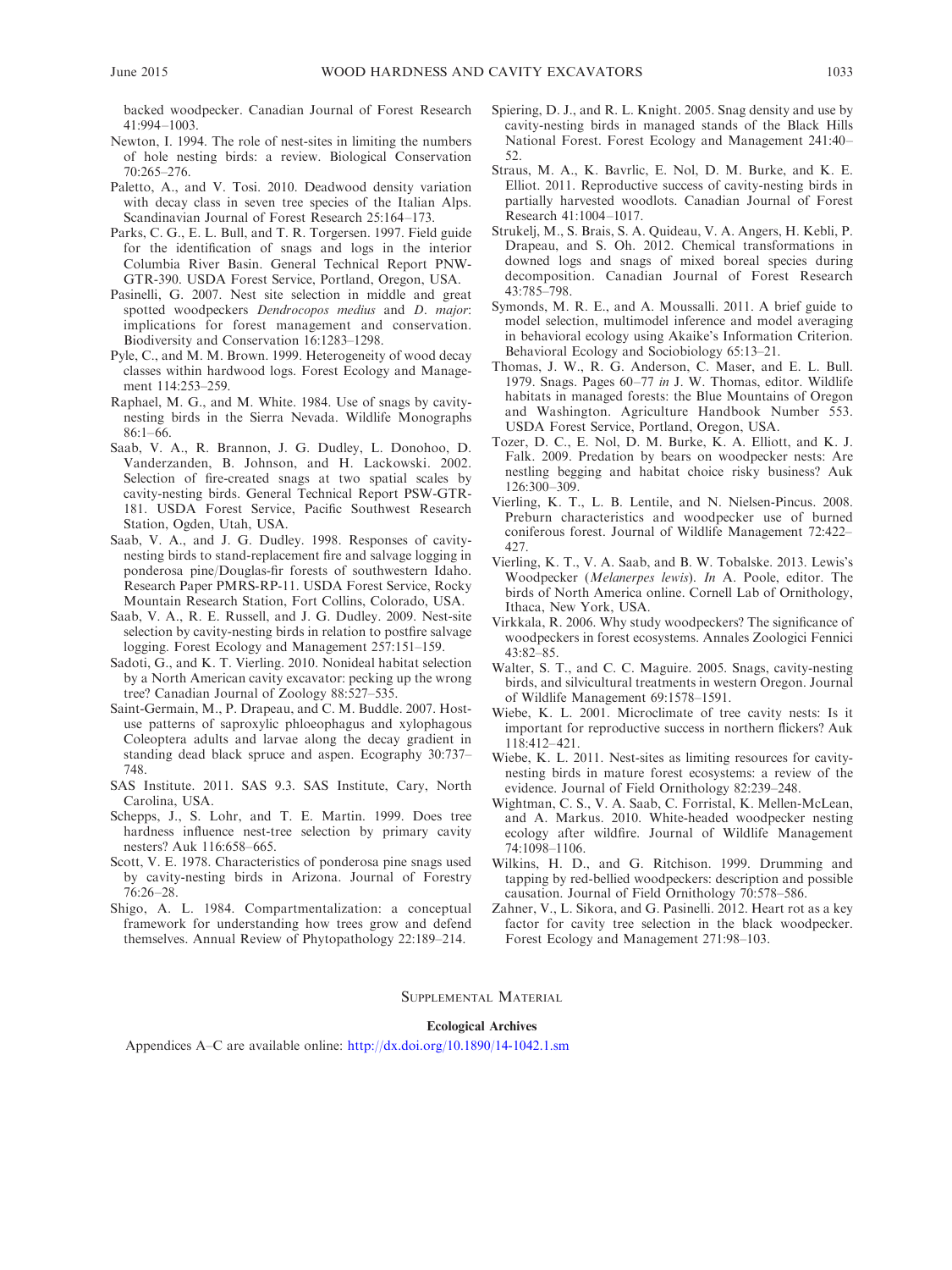backed woodpecker. Canadian Journal of Forest Research 41:994–1003.

Newton, I. 1994. The role of nest-sites in limiting the numbers of hole nesting birds: a review. Biological Conservation 70:265–276.

Paletto, A., and V. Tosi. 2010. Deadwood density variation with decay class in seven tree species of the Italian Alps. Scandinavian Journal of Forest Research 25:164–173.

Parks, C. G., E. L. Bull, and T. R. Torgersen. 1997. Field guide for the identification of snags and logs in the interior Columbia River Basin. General Technical Report PNW-GTR-390. USDA Forest Service, Portland, Oregon, USA.

Pasinelli, G. 2007. Nest site selection in middle and great spotted woodpeckers *Dendrocopos medius* and *D. major*: implications for forest management and conservation. Biodiversity and Conservation 16:1283–1298.

Pyle, C., and M. M. Brown. 1999. Heterogeneity of wood decay classes within hardwood logs. Forest Ecology and Management 114:253–259.

Raphael, M. G., and M. White. 1984. Use of snags by cavity-nesting birds in the Sierra Nevada. Wildlife Monographs 86:1–66.

Saab, V. A., R. Brannon, J. G. Dudley, L. Donohoo, D. Vanderzanden, B. Johnson, and H. Lackowski. 2002. Selection of fire-created snags at two spatial scales by cavity-nesting birds. General Technical Report PSW-GTR-181. USDA Forest Service, Pacific Southwest Research Station, Ogden, Utah, USA.

Saab, V. A., and J. G. Dudley. 1998. Responses of cavity-nesting birds to stand-replacement fire and salvage logging in ponderosa pine/Douglas-fir forests of southwestern Idaho. Research Paper PMRS-RP-11. USDA Forest Service, Rocky Mountain Research Station, Fort Collins, Colorado, USA.

Saab, V. A., R. E. Russell, and J. G. Dudley. 2009. Nest-site selection by cavity-nesting birds in relation to postfire salvage logging. Forest Ecology and Management 257:151–159.

Sadoti, G., and K. T. Vierling. 2010. Nonideal habitat selection by a North American cavity excavator: pecking up the wrong tree? Canadian Journal of Zoology 88:527–535.

Saint-Germain, M., P. Drapeau, and C. M. Buddle. 2007. Host-use patterns of saproxylic phloeophagus and xylophagous Coleoptera adults and larvae along the decay gradient in standing dead black spruce and aspen. Ecography 30:737–748.

SAS Institute. 2011. SAS 9.3. SAS Institute, Cary, North Carolina, USA.

Schepps, J., S. Lohr, and T. E. Martin. 1999. Does tree hardness influence nest-tree selection by primary cavity nesters? Auk 116:658–665.

Scott, V. E. 1978. Characteristics of ponderosa pine snags used by cavity-nesting birds in Arizona. Journal of Forestry 76:26–28.

Shigo, A. L. 1984. Compartmentalization: a conceptual framework for understanding how trees grow and defend themselves. Annual Review of Phytopathology 22:189–214.

Spiering, D. J., and R. L. Knight. 2005. Snag density and use by cavity-nesting birds in managed stands of the Black Hills National Forest. Forest Ecology and Management 241:40–52.

Straus, M. A., K. Bavrlic, E. Nol, D. M. Burke, and K. E. Elliot. 2011. Reproductive success of cavity-nesting birds in partially harvested woodlots. Canadian Journal of Forest Research 41:1004–1017.

Strukelj, M., S. Brais, S. A. Quideau, V. A. Angers, H. Kebli, P. Drapeau, and S. Oh. 2012. Chemical transformations in downed logs and snags of mixed boreal species during decomposition. Canadian Journal of Forest Research 43:785–798.

Symonds, M. R. E., and A. Moussalli. 2011. A brief guide to model selection, multimodel inference and model averaging in behavioral ecology using Akaike's Information Criterion. Behavioral Ecology and Sociobiology 65:13–21.

Thomas, J. W., R. G. Anderson, C. Maser, and E. L. Bull. 1979. Snags. Pages 60–77 *in* J. W. Thomas, editor. Wildlife habitats in managed forests: the Blue Mountains of Oregon and Washington. Agriculture Handbook Number 553. USDA Forest Service, Portland, Oregon, USA.

Tozer, D. C., E. Nol, D. M. Burke, K. A. Elliott, and K. J. Falk. 2009. Predation by bears on woodpecker nests: Are nestling begging and habitat choice risky business? Auk 126:300–309.

Vierling, K. T., L. B. Lentile, and N. Nielsen-Pincus. 2008. Preburn characteristics and woodpecker use of burned coniferous forest. Journal of Wildlife Management 72:422–427.

Vierling, K. T., V. A. Saab, and B. W. Tobalske. 2013. Lewis's Woodpecker (*Melanerpes lewis*). *In* A. Poole, editor. The birds of North America online. Cornell Lab of Ornithology, Ithaca, New York, USA.

Virkkala, R. 2006. Why study woodpeckers? The significance of woodpeckers in forest ecosystems. Annales Zoologici Fennici 43:82–85.

Walter, S. T., and C. C. Maguire. 2005. Snags, cavity-nesting birds, and silvicultural treatments in western Oregon. Journal of Wildlife Management 69:1578–1591.

Wiebe, K. L. 2001. Microclimate of tree cavity nests: Is it important for reproductive success in northern flickers? Auk 118:412–421.

Wiebe, K. L. 2011. Nest-sites as limiting resources for cavity-nesting birds in mature forest ecosystems: a review of the evidence. Journal of Field Ornithology 82:239–248.

Wightman, C. S., V. A. Saab, C. Forristal, K. Mellen-McLean, and A. Markus. 2010. White-headed woodpecker nesting ecology after wildfire. Journal of Wildlife Management 74:1098–1106.

Wilkins, H. D., and G. Ritchison. 1999. Drumming and tapping by red-bellied woodpeckers: description and possible causation. Journal of Field Ornithology 70:578–586.

Zahner, V., L. Sikora, and G. Pasinelli. 2012. Heart rot as a key factor for cavity tree selection in the black woodpecker. Forest Ecology and Management 271:98–103.

## Supplemental Material

**Ecological Archives**

Appendices A–C are available online: http://dx.doi.org/10.1890/14-1042.1.sm